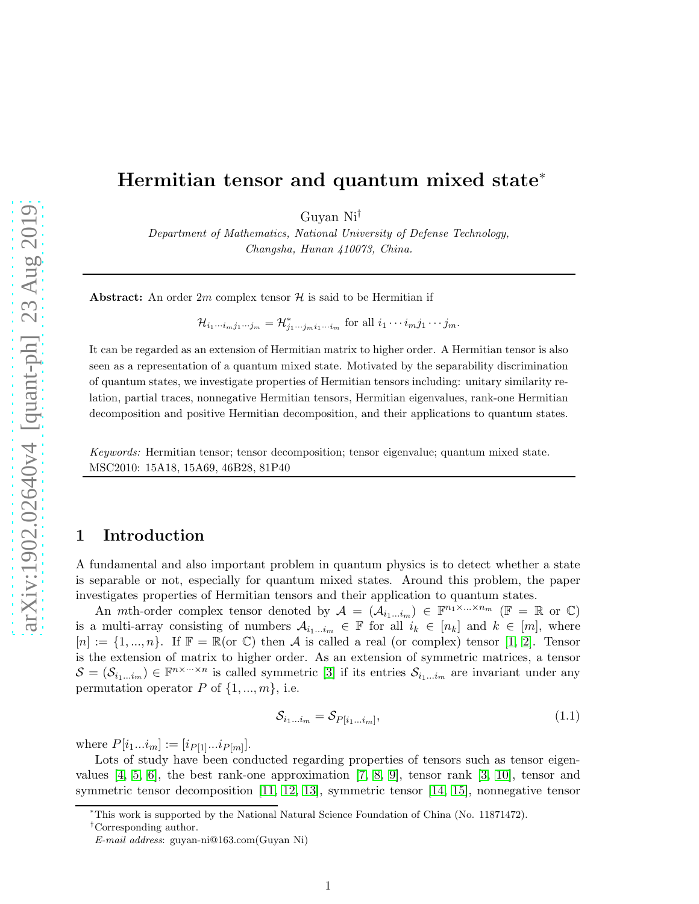# Hermitian tensor and quantum mixed state*

Guyan Ni†

*Department of Mathematics, National University of Defense Technology, Changsha, Hunan 410073, China.*

---

**Abstract:** An order $2m$ complex tensor $\mathcal{H}$ is said to be Hermitian if

$$\mathcal{H}_{i_1\cdots i_m j_1\cdots j_m} = \mathcal{H}^*_{j_1\cdots j_m i_1\cdots i_m} \text{ for all } i_1\cdots i_m j_1\cdots j_m.$$

It can be regarded as an extension of Hermitian matrix to higher order. A Hermitian tensor is also seen as a representation of a quantum mixed state. Motivated by the separability discrimination of quantum states, we investigate properties of Hermitian tensors including: unitary similarity relation, partial traces, nonnegative Hermitian tensors, Hermitian eigenvalues, rank-one Hermitian decomposition and positive Hermitian decomposition, and their applications to quantum states.

*Keywords:* Hermitian tensor; tensor decomposition; tensor eigenvalue; quantum mixed state.
MSC2010: 15A18, 15A69, 46B28, 81P40

---

## 1 Introduction

A fundamental and also important problem in quantum physics is to detect whether a state is separable or not, especially for quantum mixed states. Around this problem, the paper investigates properties of Hermitian tensors and their application to quantum states.

An $m$th-order complex tensor denoted by $\mathcal{A} = (\mathcal{A}_{i_1\ldots i_m}) \in \mathbb{F}^{n_1\times\cdots\times n_m}$ ($\mathbb{F} = \mathbb{R}$ or $\mathbb{C}$) is a multi-array consisting of numbers $\mathcal{A}_{i_1\ldots i_m} \in \mathbb{F}$ for all $i_k \in [n_k]$ and $k \in [m]$, where $[n] := \{1, ..., n\}$. If $\mathbb{F} = \mathbb{R}$(or $\mathbb{C}$) then $\mathcal{A}$ is called a real (or complex) tensor [1, 2]. Tensor is the extension of matrix to higher order. As an extension of symmetric matrices, a tensor $\mathcal{S} = (\mathcal{S}_{i_1\ldots i_m}) \in \mathbb{F}^{n\times\cdots\times n}$ is called symmetric [3] if its entries $\mathcal{S}_{i_1\ldots i_m}$ are invariant under any permutation operator $P$ of $\{1, ..., m\}$, i.e.

$$\mathcal{S}_{i_1\ldots i_m} = \mathcal{S}_{P[i_1\ldots i_m]}, \tag{1.1}$$

where $P[i_1...i_m] := [i_{P[1]}...i_{P[m]}]$.

Lots of study have been conducted regarding properties of tensors such as tensor eigenvalues [4, 5, 6], the best rank-one approximation [7, 8, 9], tensor rank [3, 10], tensor and symmetric tensor decomposition [11, 12, 13], symmetric tensor [14, 15], nonnegative tensor

---

*This work is supported by the National Natural Science Foundation of China (No. 11871472).

†Corresponding author.

*E-mail address*: guyan-ni@163.com(Guyan Ni)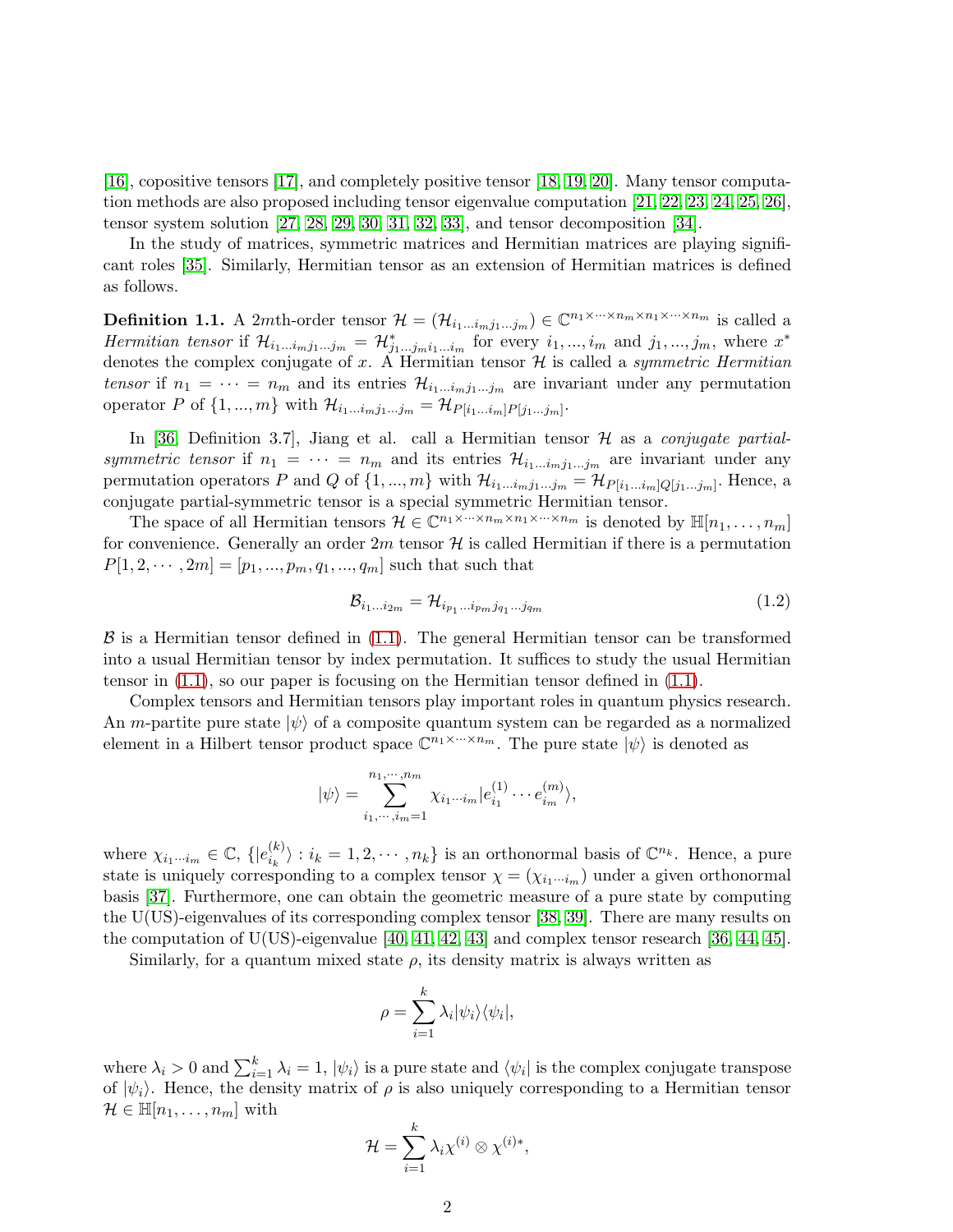[16], copositive tensors [17], and completely positive tensor [18, 19, 20]. Many tensor computation methods are also proposed including tensor eigenvalue computation [21, 22, 23, 24, 25, 26], tensor system solution [27, 28, 29, 30, 31, 32, 33], and tensor decomposition [34].

In the study of matrices, symmetric matrices and Hermitian matrices are playing significant roles [35]. Similarly, Hermitian tensor as an extension of Hermitian matrices is defined as follows.

**Definition 1.1.** A $2m$th-order tensor $\mathcal{H} = (\mathcal{H}_{i_1 \ldots i_m j_1 \ldots j_m}) \in \mathbb{C}^{n_1 \times \cdots \times n_m \times n_1 \times \cdots \times n_m}$ is called a *Hermitian tensor* if $\mathcal{H}_{i_1 \ldots i_m j_1 \ldots j_m} = \mathcal{H}^*_{j_1 \ldots j_m i_1 \ldots i_m}$ for every $i_1, ..., i_m$ and $j_1, ..., j_m$, where $x^*$ denotes the complex conjugate of $x$. A Hermitian tensor $\mathcal{H}$ is called a *symmetric Hermitian tensor* if $n_1 = \cdots = n_m$ and its entries $\mathcal{H}_{i_1 \ldots i_m j_1 \ldots j_m}$ are invariant under any permutation operator $P$ of $\{1, ..., m\}$ with $\mathcal{H}_{i_1 \ldots i_m j_1 \ldots j_m} = \mathcal{H}_{P[i_1 \ldots i_m] P[j_1 \ldots j_m]}$.

In [36, Definition 3.7], Jiang et al. call a Hermitian tensor $\mathcal{H}$ as a *conjugate partial-symmetric tensor* if $n_1 = \cdots = n_m$ and its entries $\mathcal{H}_{i_1 \ldots i_m j_1 \ldots j_m}$ are invariant under any permutation operators $P$ and $Q$ of $\{1, ..., m\}$ with $\mathcal{H}_{i_1 \ldots i_m j_1 \ldots j_m} = \mathcal{H}_{P[i_1 \ldots i_m] Q[j_1 \ldots j_m]}$. Hence, a conjugate partial-symmetric tensor is a special symmetric Hermitian tensor.

The space of all Hermitian tensors $\mathcal{H} \in \mathbb{C}^{n_1 \times \cdots \times n_m \times n_1 \times \cdots \times n_m}$ is denoted by $\mathbb{H}[n_1, \ldots, n_m]$ for convenience. Generally an order $2m$ tensor $\mathcal{H}$ is called Hermitian if there is a permutation $P[1, 2, \cdots, 2m] = [p_1, ..., p_m, q_1, ..., q_m]$ such that such that

$$\mathcal{B}_{i_1 \ldots i_{2m}} = \mathcal{H}_{i_{p_1} \ldots i_{p_m} j_{q_1} \ldots j_{q_m}} \tag{1.2}$$

$\mathcal{B}$ is a Hermitian tensor defined in (1.1). The general Hermitian tensor can be transformed into a usual Hermitian tensor by index permutation. It suffices to study the usual Hermitian tensor in (1.1), so our paper is focusing on the Hermitian tensor defined in (1.1).

Complex tensors and Hermitian tensors play important roles in quantum physics research. An $m$-partite pure state $|\psi\rangle$ of a composite quantum system can be regarded as a normalized element in a Hilbert tensor product space $\mathbb{C}^{n_1 \times \cdots \times n_m}$. The pure state $|\psi\rangle$ is denoted as

$$|\psi\rangle = \sum_{i_1, \cdots, i_m = 1}^{n_1, \cdots, n_m} \chi_{i_1 \cdots i_m} |e^{(1)}_{i_1} \cdots e^{(m)}_{i_m}\rangle,$$

where $\chi_{i_1 \cdots i_m} \in \mathbb{C}$, $\{|e^{(k)}_{i_k}\rangle : i_k = 1, 2, \cdots, n_k\}$ is an orthonormal basis of $\mathbb{C}^{n_k}$. Hence, a pure state is uniquely corresponding to a complex tensor $\chi = (\chi_{i_1 \cdots i_m})$ under a given orthonormal basis [37]. Furthermore, one can obtain the geometric measure of a pure state by computing the U(US)-eigenvalues of its corresponding complex tensor [38, 39]. There are many results on the computation of U(US)-eigenvalue [40, 41, 42, 43] and complex tensor research [36, 44, 45].

Similarly, for a quantum mixed state $\rho$, its density matrix is always written as

$$\rho = \sum_{i=1}^{k} \lambda_i |\psi_i\rangle\langle\psi_i|,$$

where $\lambda_i > 0$ and $\sum_{i=1}^{k} \lambda_i = 1$, $|\psi_i\rangle$ is a pure state and $\langle\psi_i|$ is the complex conjugate transpose of $|\psi_i\rangle$. Hence, the density matrix of $\rho$ is also uniquely corresponding to a Hermitian tensor $\mathcal{H} \in \mathbb{H}[n_1, \ldots, n_m]$ with

$$\mathcal{H} = \sum_{i=1}^{k} \lambda_i \chi^{(i)} \otimes \chi^{(i)*},$$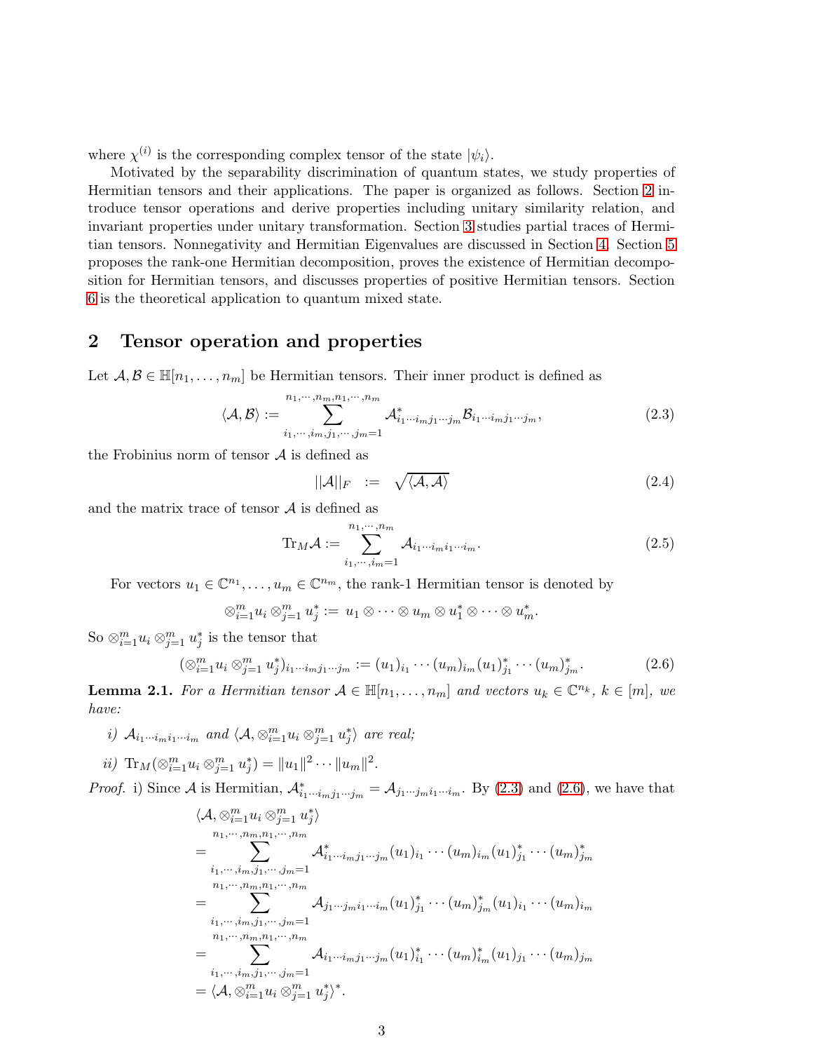where $\chi^{(i)}$ is the corresponding complex tensor of the state $|\psi_i\rangle$.

Motivated by the separability discrimination of quantum states, we study properties of Hermitian tensors and their applications. The paper is organized as follows. Section 2 introduce tensor operations and derive properties including unitary similarity relation, and invariant properties under unitary transformation. Section 3 studies partial traces of Hermitian tensors. Nonnegativity and Hermitian Eigenvalues are discussed in Section 4. Section 5 proposes the rank-one Hermitian decomposition, proves the existence of Hermitian decomposition for Hermitian tensors, and discusses properties of positive Hermitian tensors. Section 6 is the theoretical application to quantum mixed state.

## 2 Tensor operation and properties

Let $\mathcal{A}, \mathcal{B} \in \mathbb{H}[n_1, \ldots, n_m]$ be Hermitian tensors. Their inner product is defined as

$$\langle \mathcal{A}, \mathcal{B} \rangle := \sum_{i_1,\cdots,i_m,j_1,\cdots,j_m=1}^{n_1,\cdots,n_m,n_1,\cdots,n_m} \mathcal{A}^*_{i_1\cdots i_m j_1\cdots j_m} \mathcal{B}_{i_1\cdots i_m j_1\cdots j_m}, \tag{2.3}$$

the Frobinius norm of tensor $\mathcal{A}$ is defined as

$$||\mathcal{A}||_F \;:=\; \sqrt{\langle \mathcal{A}, \mathcal{A} \rangle} \tag{2.4}$$

and the matrix trace of tensor $\mathcal{A}$ is defined as

$$\mathrm{Tr}_M \mathcal{A} := \sum_{i_1,\cdots,i_m=1}^{n_1,\cdots,n_m} \mathcal{A}_{i_1\cdots i_m i_1\cdots i_m}. \tag{2.5}$$

For vectors $u_1 \in \mathbb{C}^{n_1}, \ldots, u_m \in \mathbb{C}^{n_m}$, the rank-1 Hermitian tensor is denoted by

$$\otimes_{i=1}^m u_i \otimes_{j=1}^m u_j^* := u_1 \otimes \cdots \otimes u_m \otimes u_1^* \otimes \cdots \otimes u_m^*.$$

So $\otimes_{i=1}^m u_i \otimes_{j=1}^m u_j^*$ is the tensor that

$$(\otimes_{i=1}^m u_i \otimes_{j=1}^m u_j^*)_{i_1\cdots i_m j_1\cdots j_m} := (u_1)_{i_1} \cdots (u_m)_{i_m} (u_1)^*_{j_1} \cdots (u_m)^*_{j_m}. \tag{2.6}$$

**Lemma 2.1.** *For a Hermitian tensor $\mathcal{A} \in \mathbb{H}[n_1, \ldots, n_m]$ and vectors $u_k \in \mathbb{C}^{n_k}$, $k \in [m]$, we have:*

*i) $\mathcal{A}_{i_1\cdots i_m i_1\cdots i_m}$ and $\langle \mathcal{A}, \otimes_{i=1}^m u_i \otimes_{j=1}^m u_j^* \rangle$ are real;*

*ii) $\mathrm{Tr}_M(\otimes_{i=1}^m u_i \otimes_{j=1}^m u_j^*) = \|u_1\|^2 \cdots \|u_m\|^2$.*

*Proof.* i) Since $\mathcal{A}$ is Hermitian, $\mathcal{A}^*_{i_1\cdots i_m j_1\cdots j_m} = \mathcal{A}_{j_1\cdots j_m i_1\cdots i_m}$. By (2.3) and (2.6), we have that

$$\begin{aligned}
&\langle \mathcal{A}, \otimes_{i=1}^m u_i \otimes_{j=1}^m u_j^* \rangle \\
&= \sum_{i_1,\cdots,i_m,j_1,\cdots,j_m=1}^{n_1,\cdots,n_m,n_1,\cdots,n_m} \mathcal{A}^*_{i_1\cdots i_m j_1\cdots j_m} (u_1)_{i_1} \cdots (u_m)_{i_m} (u_1)^*_{j_1} \cdots (u_m)^*_{j_m} \\
&= \sum_{i_1,\cdots,i_m,j_1,\cdots,j_m=1}^{n_1,\cdots,n_m,n_1,\cdots,n_m} \mathcal{A}_{j_1\cdots j_m i_1\cdots i_m} (u_1)^*_{j_1} \cdots (u_m)^*_{j_m} (u_1)_{i_1} \cdots (u_m)_{i_m} \\
&= \sum_{i_1,\cdots,i_m,j_1,\cdots,j_m=1}^{n_1,\cdots,n_m,n_1,\cdots,n_m} \mathcal{A}_{i_1\cdots i_m j_1\cdots j_m} (u_1)^*_{i_1} \cdots (u_m)^*_{i_m} (u_1)_{j_1} \cdots (u_m)_{j_m} \\
&= \langle \mathcal{A}, \otimes_{i=1}^m u_i \otimes_{j=1}^m u_j^* \rangle^*.
\end{aligned}$$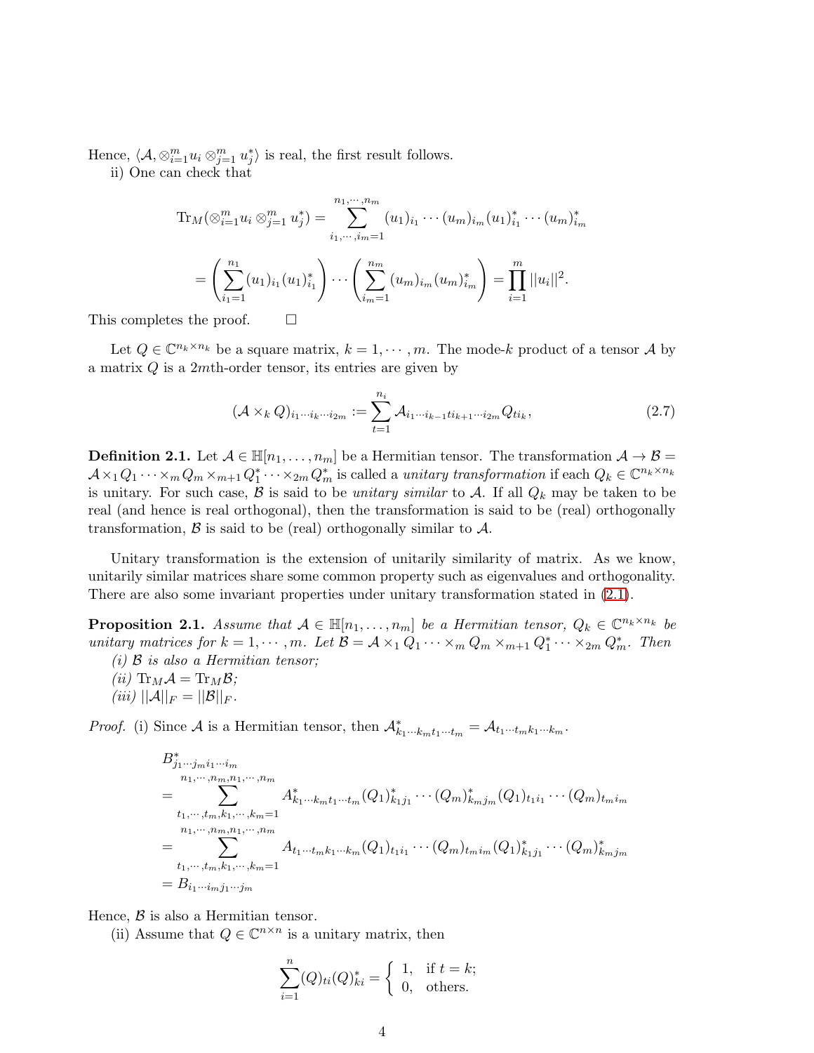Hence, $\langle \mathcal{A}, \otimes_{i=1}^m u_i \otimes_{j=1}^m u_j^* \rangle$ is real, the first result follows.

ii) One can check that

$$\mathrm{Tr}_M(\otimes_{i=1}^m u_i \otimes_{j=1}^m u_j^*) = \sum_{i_1,\cdots,i_m=1}^{n_1,\cdots,n_m} (u_1)_{i_1} \cdots (u_m)_{i_m} (u_1)_{i_1}^* \cdots (u_m)_{i_m}^*$$

$$= \left( \sum_{i_1=1}^{n_1} (u_1)_{i_1} (u_1)_{i_1}^* \right) \cdots \left( \sum_{i_m=1}^{n_m} (u_m)_{i_m} (u_m)_{i_m}^* \right) = \prod_{i=1}^m ||u_i||^2.$$

This completes the proof. $\square$

Let $Q \in \mathbb{C}^{n_k \times n_k}$ be a square matrix, $k = 1, \cdots, m$. The mode-$k$ product of a tensor $\mathcal{A}$ by a matrix $Q$ is a $2m$th-order tensor, its entries are given by

$$(\mathcal{A} \times_k Q)_{i_1 \cdots i_k \cdots i_{2m}} := \sum_{t=1}^{n_i} \mathcal{A}_{i_1 \cdots i_{k-1} t i_{k+1} \cdots i_{2m}} Q_{t i_k}, \tag{2.7}$$

**Definition 2.1.** Let $\mathcal{A} \in \mathbb{H}[n_1, \ldots, n_m]$ be a Hermitian tensor. The transformation $\mathcal{A} \to \mathcal{B} = \mathcal{A} \times_1 Q_1 \cdots \times_m Q_m \times_{m+1} Q_1^* \cdots \times_{2m} Q_m^*$ is called a *unitary transformation* if each $Q_k \in \mathbb{C}^{n_k \times n_k}$ is unitary. For such case, $\mathcal{B}$ is said to be *unitary similar* to $\mathcal{A}$. If all $Q_k$ may be taken to be real (and hence is real orthogonal), then the transformation is said to be (real) orthogonally transformation, $\mathcal{B}$ is said to be (real) orthogonally similar to $\mathcal{A}$.

Unitary transformation is the extension of unitarily similarity of matrix. As we know, unitarily similar matrices share some common property such as eigenvalues and orthogonality. There are also some invariant properties under unitary transformation stated in (2.1).

**Proposition 2.1.** *Assume that $\mathcal{A} \in \mathbb{H}[n_1, \ldots, n_m]$ be a Hermitian tensor, $Q_k \in \mathbb{C}^{n_k \times n_k}$ be unitary matrices for $k = 1, \cdots, m$. Let $\mathcal{B} = \mathcal{A} \times_1 Q_1 \cdots \times_m Q_m \times_{m+1} Q_1^* \cdots \times_{2m} Q_m^*$. Then*

*(i) $\mathcal{B}$ is also a Hermitian tensor;*

*(ii) $\mathrm{Tr}_M \mathcal{A} = \mathrm{Tr}_M \mathcal{B}$;*

*(iii) $||\mathcal{A}||_F = ||\mathcal{B}||_F$.*

*Proof.* (i) Since $\mathcal{A}$ is a Hermitian tensor, then $\mathcal{A}^*_{k_1 \cdots k_m t_1 \cdots t_m} = \mathcal{A}_{t_1 \cdots t_m k_1 \cdots k_m}$.

$$\begin{aligned}
& B^*_{j_1 \cdots j_m i_1 \cdots i_m} \\
= & \sum_{t_1,\cdots,t_m,k_1,\cdots,k_m=1}^{n_1,\cdots,n_m,n_1,\cdots,n_m} A^*_{k_1 \cdots k_m t_1 \cdots t_m} (Q_1)^*_{k_1 j_1} \cdots (Q_m)^*_{k_m j_m} (Q_1)_{t_1 i_1} \cdots (Q_m)_{t_m i_m} \\
= & \sum_{t_1,\cdots,t_m,k_1,\cdots,k_m=1}^{n_1,\cdots,n_m,n_1,\cdots,n_m} A_{t_1 \cdots t_m k_1 \cdots k_m} (Q_1)_{t_1 i_1} \cdots (Q_m)_{t_m i_m} (Q_1)^*_{k_1 j_1} \cdots (Q_m)^*_{k_m j_m} \\
= & B_{i_1 \cdots i_m j_1 \cdots j_m}
\end{aligned}$$

Hence, $\mathcal{B}$ is also a Hermitian tensor.

(ii) Assume that $Q \in \mathbb{C}^{n \times n}$ is a unitary matrix, then

$$\sum_{i=1}^n (Q)_{ti} (Q)^*_{ki} = \begin{cases} 1, & \text{if } t = k; \\ 0, & \text{others.} \end{cases}$$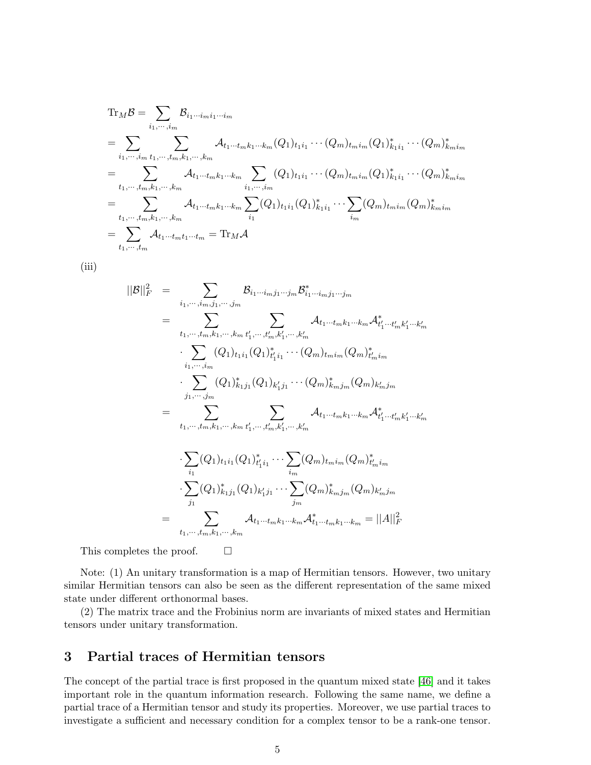$$
\begin{aligned}
\mathrm{Tr}_M\mathcal{B} &= \sum_{i_1,\cdots,i_m} \mathcal{B}_{i_1\cdots i_m i_1\cdots i_m} \\
&= \sum_{i_1,\cdots,i_m} \sum_{t_1,\cdots,t_m,k_1,\cdots,k_m} \mathcal{A}_{t_1\cdots t_m k_1\cdots k_m} (Q_1)_{t_1 i_1} \cdots (Q_m)_{t_m i_m} (Q_1)^*_{k_1 i_1} \cdots (Q_m)^*_{k_m i_m} \\
&= \sum_{t_1,\cdots,t_m,k_1,\cdots,k_m} \mathcal{A}_{t_1\cdots t_m k_1\cdots k_m} \sum_{i_1,\cdots,i_m} (Q_1)_{t_1 i_1} \cdots (Q_m)_{t_m i_m} (Q_1)^*_{k_1 i_1} \cdots (Q_m)^*_{k_m i_m} \\
&= \sum_{t_1,\cdots,t_m,k_1,\cdots,k_m} \mathcal{A}_{t_1\cdots t_m k_1\cdots k_m} \sum_{i_1} (Q_1)_{t_1 i_1} (Q_1)^*_{k_1 i_1} \cdots \sum_{i_m} (Q_m)_{t_m i_m} (Q_m)^*_{k_m i_m} \\
&= \sum_{t_1,\cdots,t_m} \mathcal{A}_{t_1\cdots t_m t_1\cdots t_m} = \mathrm{Tr}_M\mathcal{A}
\end{aligned}
$$

(iii)

$$
\begin{aligned}
||\mathcal{B}||_F^2 &= \sum_{i_1,\cdots,i_m,j_1,\cdots,j_m} \mathcal{B}_{i_1\cdots i_m j_1\cdots j_m} \mathcal{B}^*_{i_1\cdots i_m j_1\cdots j_m} \\
&= \sum_{t_1,\cdots,t_m,k_1,\cdots,k_m} \sum_{t'_1,\cdots,t'_m,k'_1,\cdots,k'_m} \mathcal{A}_{t_1\cdots t_m k_1\cdots k_m} \mathcal{A}^*_{t'_1\cdots t'_m k'_1\cdots k'_m} \\
&\quad \cdot \sum_{i_1,\cdots,i_m} (Q_1)_{t_1 i_1} (Q_1)^*_{t'_1 i_1} \cdots (Q_m)_{t_m i_m} (Q_m)^*_{t'_m i_m} \\
&\quad \cdot \sum_{j_1,\cdots,j_m} (Q_1)^*_{k_1 j_1} (Q_1)_{k'_1 j_1} \cdots (Q_m)^*_{k_m j_m} (Q_m)_{k'_m j_m} \\
&= \sum_{t_1,\cdots,t_m,k_1,\cdots,k_m} \sum_{t'_1,\cdots,t'_m,k'_1,\cdots,k'_m} \mathcal{A}_{t_1\cdots t_m k_1\cdots k_m} \mathcal{A}^*_{t'_1\cdots t'_m k'_1\cdots k'_m} \\
&\quad \cdot \sum_{i_1} (Q_1)_{t_1 i_1} (Q_1)^*_{t'_1 i_1} \cdots \sum_{i_m} (Q_m)_{t_m i_m} (Q_m)^*_{t'_m i_m} \\
&\quad \cdot \sum_{j_1} (Q_1)^*_{k_1 j_1} (Q_1)_{k'_1 j_1} \cdots \sum_{j_m} (Q_m)^*_{k_m j_m} (Q_m)_{k'_m j_m} \\
&= \sum_{t_1,\cdots,t_m,k_1,\cdots,k_m} \mathcal{A}_{t_1\cdots t_m k_1\cdots k_m} \mathcal{A}^*_{t_1\cdots t_m k_1\cdots k_m} = ||A||_F^2
\end{aligned}
$$

This completes the proof. $\square$

Note: (1) An unitary transformation is a map of Hermitian tensors. However, two unitary similar Hermitian tensors can also be seen as the different representation of the same mixed state under different orthonormal bases.

(2) The matrix trace and the Frobinius norm are invariants of mixed states and Hermitian tensors under unitary transformation.

## 3 Partial traces of Hermitian tensors

The concept of the partial trace is first proposed in the quantum mixed state [46] and it takes important role in the quantum information research. Following the same name, we define a partial trace of a Hermitian tensor and study its properties. Moreover, we use partial traces to investigate a sufficient and necessary condition for a complex tensor to be a rank-one tensor.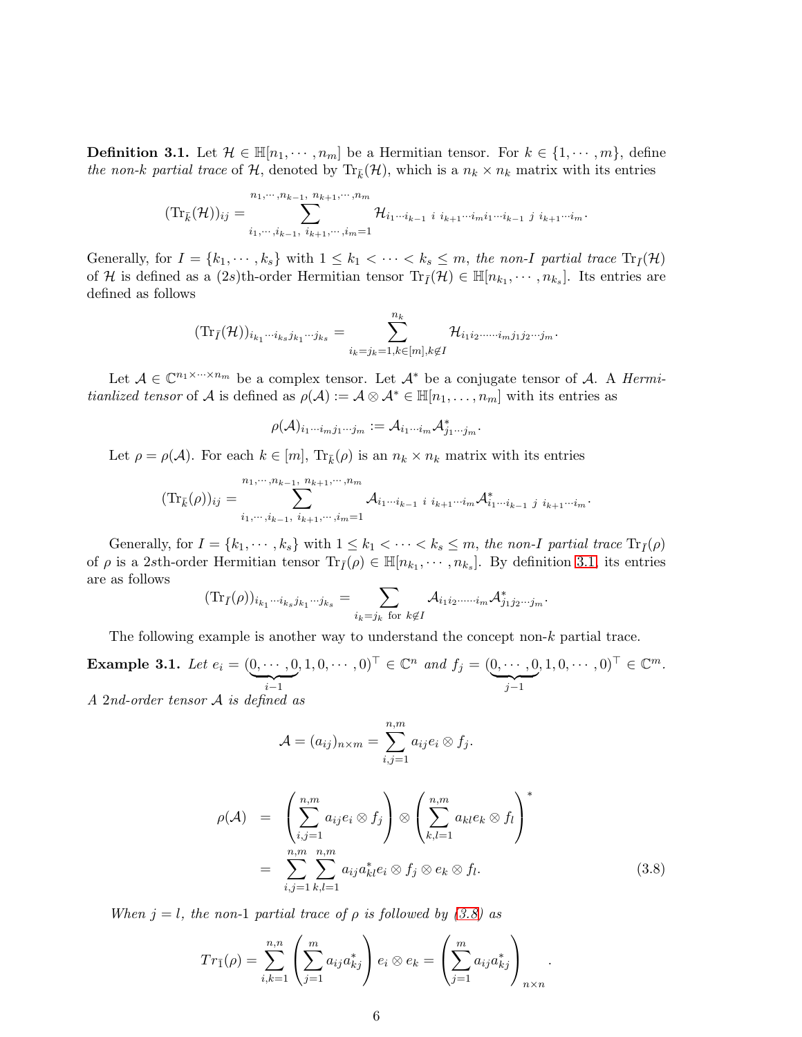**Definition 3.1.** Let $\mathcal{H} \in \mathbb{H}[n_1, \cdots, n_m]$ be a Hermitian tensor. For $k \in \{1, \cdots, m\}$, define *the non-k partial trace* of $\mathcal{H}$, denoted by $\mathrm{Tr}_{\bar{k}}(\mathcal{H})$, which is a $n_k \times n_k$ matrix with its entries

$$(\mathrm{Tr}_{\bar{k}}(\mathcal{H}))_{ij} = \sum_{i_1, \cdots, i_{k-1}, \ i_{k+1}, \cdots, i_m = 1}^{n_1, \cdots, n_{k-1}, \ n_{k+1}, \cdots, n_m} \mathcal{H}_{i_1 \cdots i_{k-1} \ i \ i_{k+1} \cdots i_m i_1 \cdots i_{k-1} \ j \ i_{k+1} \cdots i_m}.$$

Generally, for $I = \{k_1, \cdots, k_s\}$ with $1 \le k_1 < \cdots < k_s \le m$, *the non-I partial trace* $\mathrm{Tr}_{\bar{I}}(\mathcal{H})$ of $\mathcal{H}$ is defined as a $(2s)$th-order Hermitian tensor $\mathrm{Tr}_{\bar{I}}(\mathcal{H}) \in \mathbb{H}[n_{k_1}, \cdots, n_{k_s}]$. Its entries are defined as follows

$$(\mathrm{Tr}_{\bar{I}}(\mathcal{H}))_{i_{k_1} \cdots i_{k_s} j_{k_1} \cdots j_{k_s}} = \sum_{i_k = j_k = 1, k \in [m], k \notin I}^{n_k} \mathcal{H}_{i_1 i_2 \cdots \cdots i_m j_1 j_2 \cdots j_m}.$$

Let $\mathcal{A} \in \mathbb{C}^{n_1 \times \cdots \times n_m}$ be a complex tensor. Let $\mathcal{A}^*$ be a conjugate tensor of $\mathcal{A}$. A *Hermitianlized tensor* of $\mathcal{A}$ is defined as $\rho(\mathcal{A}) := \mathcal{A} \otimes \mathcal{A}^* \in \mathbb{H}[n_1, \ldots, n_m]$ with its entries as

$$\rho(\mathcal{A})_{i_1 \cdots i_m j_1 \cdots j_m} := \mathcal{A}_{i_1 \cdots i_m} \mathcal{A}^*_{j_1 \cdots j_m}.$$

Let $\rho = \rho(\mathcal{A})$. For each $k \in [m]$, $\mathrm{Tr}_{\bar{k}}(\rho)$ is an $n_k \times n_k$ matrix with its entries

$$(\mathrm{Tr}_{\bar{k}}(\rho))_{ij} = \sum_{i_1, \cdots, i_{k-1}, \ i_{k+1}, \cdots, i_m = 1}^{n_1, \cdots, n_{k-1}, \ n_{k+1}, \cdots, n_m} \mathcal{A}_{i_1 \cdots i_{k-1} \ i \ i_{k+1} \cdots i_m} \mathcal{A}^*_{i_1 \cdots i_{k-1} \ j \ i_{k+1} \cdots i_m}.$$

Generally, for $I = \{k_1, \cdots, k_s\}$ with $1 \le k_1 < \cdots < k_s \le m$, *the non-I partial trace* $\mathrm{Tr}_{\bar{I}}(\rho)$ of $\rho$ is a $2s$th-order Hermitian tensor $\mathrm{Tr}_{\bar{I}}(\rho) \in \mathbb{H}[n_{k_1}, \cdots, n_{k_s}]$. By definition 3.1, its entries are as follows

$$(\mathrm{Tr}_{\bar{I}}(\rho))_{i_{k_1} \cdots i_{k_s} j_{k_1} \cdots j_{k_s}} = \sum_{i_k = j_k \ \text{for} \ k \notin I} \mathcal{A}_{i_1 i_2 \cdots \cdots i_m} \mathcal{A}^*_{j_1 j_2 \cdots j_m}.$$

The following example is another way to understand the concept non-$k$ partial trace.

**Example 3.1.** *Let* $e_i = (\underbrace{0, \cdots, 0}_{i-1}, 1, 0, \cdots, 0)^\top \in \mathbb{C}^n$ *and* $f_j = (\underbrace{0, \cdots, 0}_{j-1}, 1, 0, \cdots, 0)^\top \in \mathbb{C}^m$. *A 2nd-order tensor* $\mathcal{A}$ *is defined as*

$$\mathcal{A} = (a_{ij})_{n \times m} = \sum_{i,j=1}^{n,m} a_{ij} e_i \otimes f_j.$$

$$\begin{aligned} \rho(\mathcal{A}) &= \left( \sum_{i,j=1}^{n,m} a_{ij} e_i \otimes f_j \right) \otimes \left( \sum_{k,l=1}^{n,m} a_{kl} e_k \otimes f_l \right)^* \\ &= \sum_{i,j=1}^{n,m} \sum_{k,l=1}^{n,m} a_{ij} a^*_{kl} e_i \otimes f_j \otimes e_k \otimes f_l. \end{aligned} \tag{3.8}$$

*When* $j = l$, *the non-1 partial trace of* $\rho$ *is followed by (3.8) as*

$$Tr_{\bar{1}}(\rho) = \sum_{i,k=1}^{n,n} \left( \sum_{j=1}^{m} a_{ij} a^*_{kj} \right) e_i \otimes e_k = \left( \sum_{j=1}^{m} a_{ij} a^*_{kj} \right)_{n \times n}.$$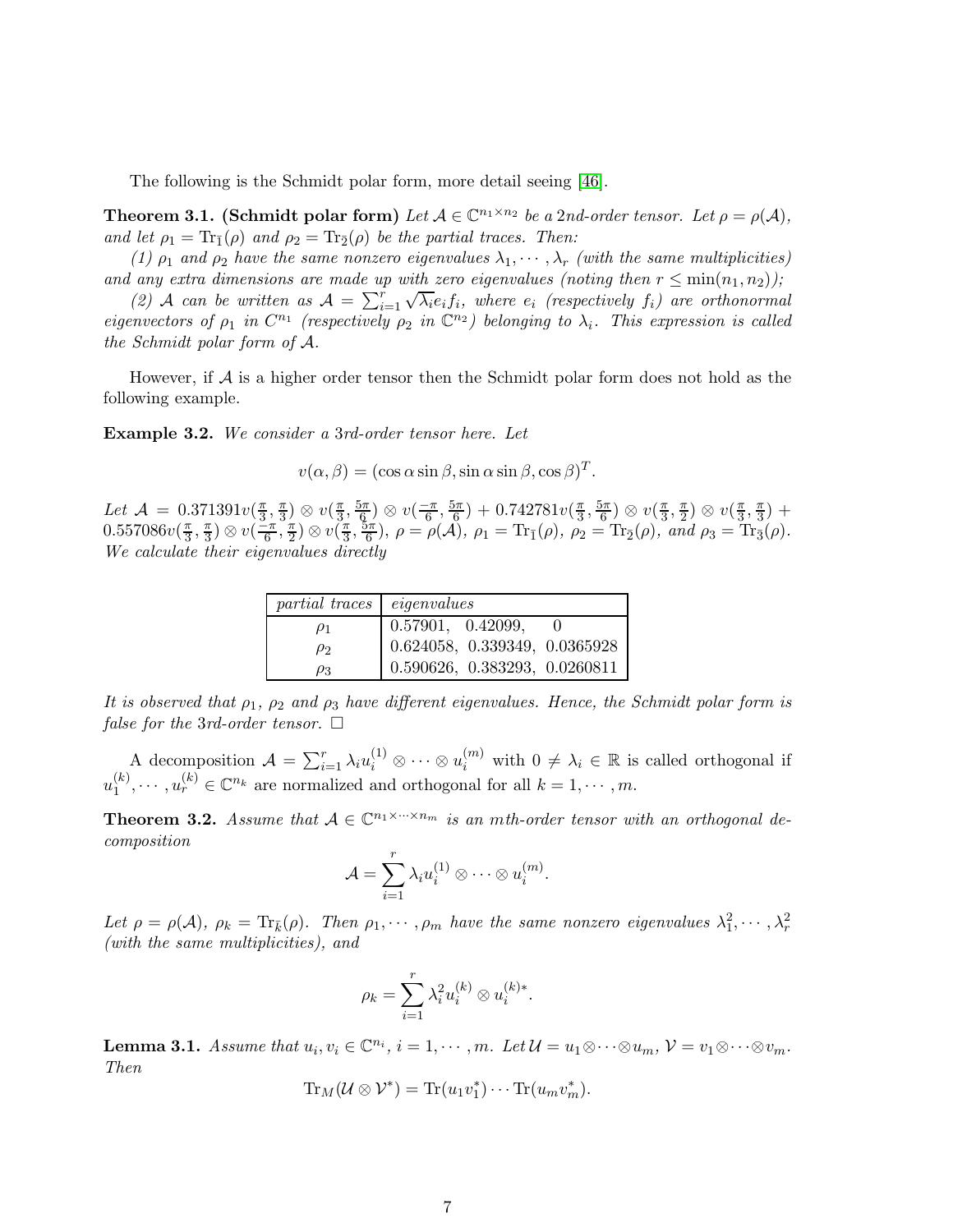The following is the Schmidt polar form, more detail seeing [46].

**Theorem 3.1. (Schmidt polar form)** *Let $\mathcal{A} \in \mathbb{C}^{n_1 \times n_2}$ be a 2nd-order tensor. Let $\rho = \rho(\mathcal{A})$, and let $\rho_1 = \mathrm{Tr}_{\bar{1}}(\rho)$ and $\rho_2 = \mathrm{Tr}_{\bar{2}}(\rho)$ be the partial traces. Then:*

*(1) $\rho_1$ and $\rho_2$ have the same nonzero eigenvalues $\lambda_1, \cdots, \lambda_r$ (with the same multiplicities) and any extra dimensions are made up with zero eigenvalues (noting then $r \leq \min(n_1, n_2)$);*

*(2) $\mathcal{A}$ can be written as $\mathcal{A} = \sum_{i=1}^{r} \sqrt{\lambda_i} e_i f_i$, where $e_i$ (respectively $f_i$) are orthonormal eigenvectors of $\rho_1$ in $C^{n_1}$ (respectively $\rho_2$ in $\mathbb{C}^{n_2}$) belonging to $\lambda_i$. This expression is called the Schmidt polar form of $\mathcal{A}$.*

However, if $\mathcal{A}$ is a higher order tensor then the Schmidt polar form does not hold as the following example.

**Example 3.2.** *We consider a 3rd-order tensor here. Let*

$$v(\alpha, \beta) = (\cos\alpha \sin\beta, \sin\alpha \sin\beta, \cos\beta)^T.$$

*Let $\mathcal{A} = 0.371391 v(\frac{\pi}{3}, \frac{\pi}{3}) \otimes v(\frac{\pi}{3}, \frac{5\pi}{6}) \otimes v(\frac{-\pi}{6}, \frac{5\pi}{6}) + 0.742781 v(\frac{\pi}{3}, \frac{5\pi}{6}) \otimes v(\frac{\pi}{3}, \frac{\pi}{2}) \otimes v(\frac{\pi}{3}, \frac{\pi}{3}) + 0.557086 v(\frac{\pi}{3}, \frac{\pi}{3}) \otimes v(\frac{-\pi}{6}, \frac{\pi}{2}) \otimes v(\frac{\pi}{3}, \frac{5\pi}{6})$, $\rho = \rho(\mathcal{A})$, $\rho_1 = \mathrm{Tr}_{\bar{1}}(\rho)$, $\rho_2 = \mathrm{Tr}_{\bar{2}}(\rho)$, and $\rho_3 = \mathrm{Tr}_{\bar{3}}(\rho)$. We calculate their eigenvalues directly*

| *partial traces* | *eigenvalues* |
|---|---|
| $\rho_1$ | 0.57901, 0.42099, 0 |
| $\rho_2$ | 0.624058, 0.339349, 0.0365928 |
| $\rho_3$ | 0.590626, 0.383293, 0.0260811 |

*It is observed that $\rho_1$, $\rho_2$ and $\rho_3$ have different eigenvalues. Hence, the Schmidt polar form is false for the 3rd-order tensor.* $\square$

A decomposition $\mathcal{A} = \sum_{i=1}^{r} \lambda_i u_i^{(1)} \otimes \cdots \otimes u_i^{(m)}$ with $0 \neq \lambda_i \in \mathbb{R}$ is called orthogonal if $u_1^{(k)}, \cdots, u_r^{(k)} \in \mathbb{C}^{n_k}$ are normalized and orthogonal for all $k = 1, \cdots, m$.

**Theorem 3.2.** *Assume that $\mathcal{A} \in \mathbb{C}^{n_1 \times \cdots \times n_m}$ is an mth-order tensor with an orthogonal decomposition*

$$\mathcal{A} = \sum_{i=1}^{r} \lambda_i u_i^{(1)} \otimes \cdots \otimes u_i^{(m)}.$$

*Let $\rho = \rho(\mathcal{A})$, $\rho_k = \mathrm{Tr}_{\bar{k}}(\rho)$. Then $\rho_1, \cdots, \rho_m$ have the same nonzero eigenvalues $\lambda_1^2, \cdots, \lambda_r^2$ (with the same multiplicities), and*

$$\rho_k = \sum_{i=1}^{r} \lambda_i^2 u_i^{(k)} \otimes u_i^{(k)*}.$$

**Lemma 3.1.** *Assume that $u_i, v_i \in \mathbb{C}^{n_i}$, $i = 1, \cdots, m$. Let $\mathcal{U} = u_1 \otimes \cdots \otimes u_m$, $\mathcal{V} = v_1 \otimes \cdots \otimes v_m$. Then*

$$\mathrm{Tr}_M(\mathcal{U} \otimes \mathcal{V}^*) = \mathrm{Tr}(u_1 v_1^*) \cdots \mathrm{Tr}(u_m v_m^*).$$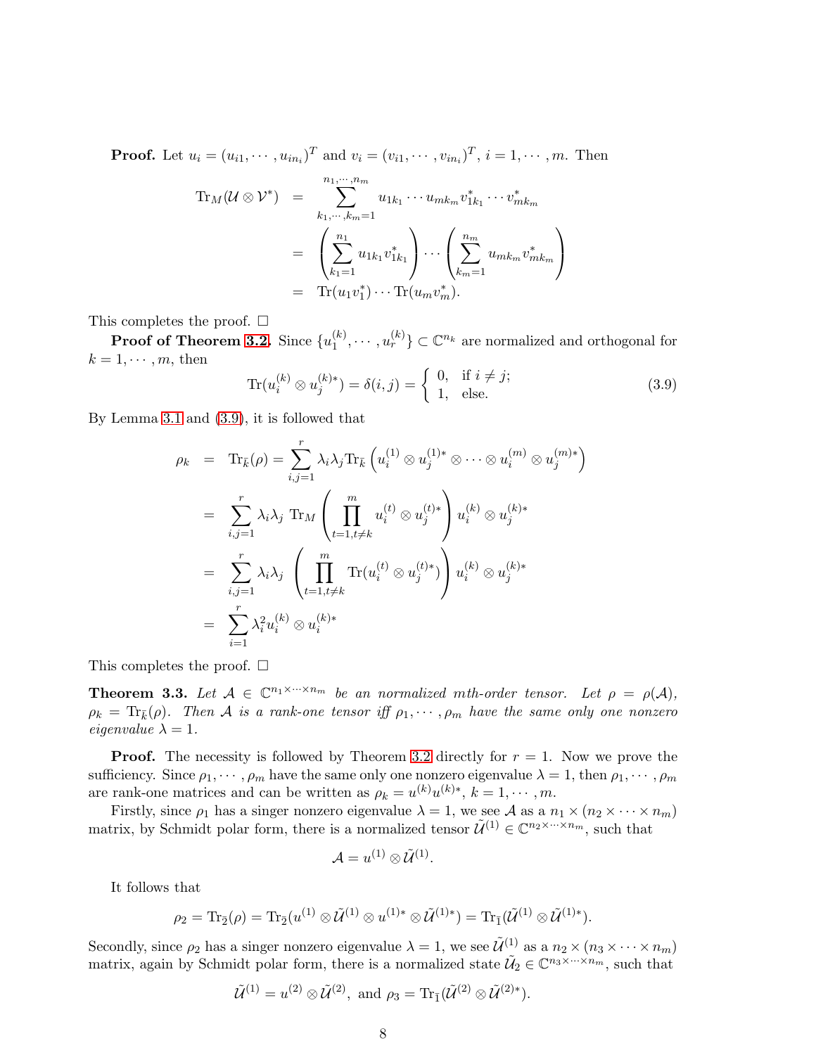**Proof.** Let $u_i = (u_{i1}, \cdots, u_{in_i})^T$ and $v_i = (v_{i1}, \cdots, v_{in_i})^T$, $i = 1, \cdots, m$. Then

$$
\begin{aligned}
\mathrm{Tr}_M(\mathcal{U} \otimes \mathcal{V}^*) &= \sum_{k_1, \cdots, k_m = 1}^{n_1, \cdots, n_m} u_{1k_1} \cdots u_{mk_m} v_{1k_1}^* \cdots v_{mk_m}^* \\
&= \left( \sum_{k_1=1}^{n_1} u_{1k_1} v_{1k_1}^* \right) \cdots \left( \sum_{k_m=1}^{n_m} u_{mk_m} v_{mk_m}^* \right) \\
&= \mathrm{Tr}(u_1 v_1^*) \cdots \mathrm{Tr}(u_m v_m^*).
\end{aligned}
$$

This completes the proof. □

**Proof of Theorem 3.2.** Since $\{u_1^{(k)}, \cdots, u_r^{(k)}\} \subset \mathbb{C}^{n_k}$ are normalized and orthogonal for $k = 1, \cdots, m$, then

$$
\mathrm{Tr}(u_i^{(k)} \otimes u_j^{(k)*}) = \delta(i, j) = \begin{cases} 0, & \text{if } i \neq j; \\ 1, & \text{else.} \end{cases} \tag{3.9}
$$

By Lemma 3.1 and (3.9), it is followed that

$$
\begin{aligned}
\rho_k &= \mathrm{Tr}_{\bar{k}}(\rho) = \sum_{i,j=1}^{r} \lambda_i \lambda_j \mathrm{Tr}_{\bar{k}} \left( u_i^{(1)} \otimes u_j^{(1)*} \otimes \cdots \otimes u_i^{(m)} \otimes u_j^{(m)*} \right) \\
&= \sum_{i,j=1}^{r} \lambda_i \lambda_j \ \mathrm{Tr}_M \left( \prod_{t=1, t \neq k}^{m} u_i^{(t)} \otimes u_j^{(t)*} \right) u_i^{(k)} \otimes u_j^{(k)*} \\
&= \sum_{i,j=1}^{r} \lambda_i \lambda_j \ \left( \prod_{t=1, t \neq k}^{m} \mathrm{Tr}(u_i^{(t)} \otimes u_j^{(t)*}) \right) u_i^{(k)} \otimes u_j^{(k)*} \\
&= \sum_{i=1}^{r} \lambda_i^2 u_i^{(k)} \otimes u_i^{(k)*}
\end{aligned}
$$

This completes the proof. □

**Theorem 3.3.** *Let $\mathcal{A} \in \mathbb{C}^{n_1 \times \cdots \times n_m}$ be an normalized mth-order tensor. Let $\rho = \rho(\mathcal{A})$, $\rho_k = \mathrm{Tr}_{\bar{k}}(\rho)$. Then $\mathcal{A}$ is a rank-one tensor iff $\rho_1, \cdots, \rho_m$ have the same only one nonzero eigenvalue $\lambda = 1$.*

**Proof.** The necessity is followed by Theorem 3.2 directly for $r = 1$. Now we prove the sufficiency. Since $\rho_1, \cdots, \rho_m$ have the same only one nonzero eigenvalue $\lambda = 1$, then $\rho_1, \cdots, \rho_m$ are rank-one matrices and can be written as $\rho_k = u^{(k)} u^{(k)*}$, $k = 1, \cdots, m$.

Firstly, since $\rho_1$ has a singer nonzero eigenvalue $\lambda = 1$, we see $\mathcal{A}$ as a $n_1 \times (n_2 \times \cdots \times n_m)$ matrix, by Schmidt polar form, there is a normalized tensor $\tilde{\mathcal{U}}^{(1)} \in \mathbb{C}^{n_2 \times \cdots \times n_m}$, such that

$$
\mathcal{A} = u^{(1)} \otimes \tilde{\mathcal{U}}^{(1)}.
$$

It follows that

$$
\rho_2 = \mathrm{Tr}_{\bar{2}}(\rho) = \mathrm{Tr}_{\bar{2}}(u^{(1)} \otimes \tilde{\mathcal{U}}^{(1)} \otimes u^{(1)*} \otimes \tilde{\mathcal{U}}^{(1)*}) = \mathrm{Tr}_{\bar{1}}(\tilde{\mathcal{U}}^{(1)} \otimes \tilde{\mathcal{U}}^{(1)*}).
$$

Secondly, since $\rho_2$ has a singer nonzero eigenvalue $\lambda = 1$, we see $\tilde{\mathcal{U}}^{(1)}$ as a $n_2 \times (n_3 \times \cdots \times n_m)$ matrix, again by Schmidt polar form, there is a normalized state $\tilde{\mathcal{U}}_2 \in \mathbb{C}^{n_3 \times \cdots \times n_m}$, such that

$$
\tilde{\mathcal{U}}^{(1)} = u^{(2)} \otimes \tilde{\mathcal{U}}^{(2)}, \text{ and } \rho_3 = \mathrm{Tr}_{\bar{1}}(\tilde{\mathcal{U}}^{(2)} \otimes \tilde{\mathcal{U}}^{(2)*}).
$$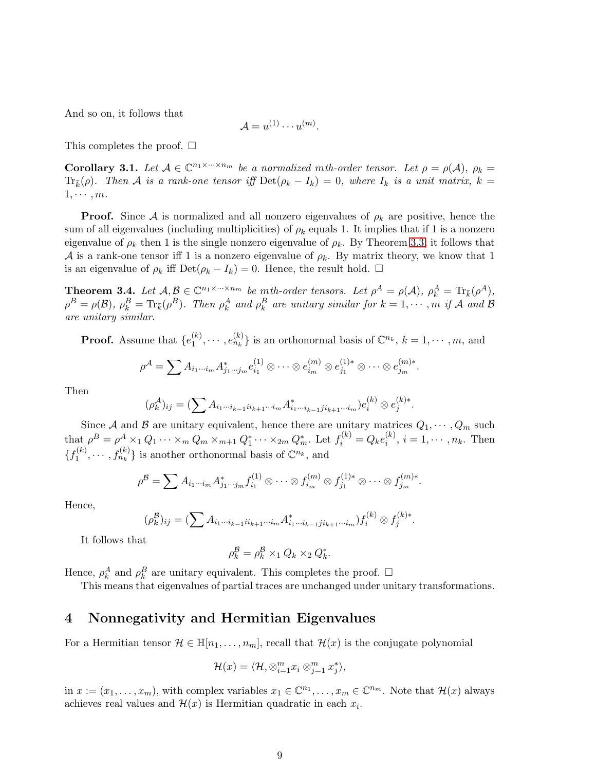And so on, it follows that

$$\mathcal{A} = u^{(1)} \cdots u^{(m)}.$$

This completes the proof. □

**Corollary 3.1.** *Let $\mathcal{A} \in \mathbb{C}^{n_1 \times \cdots \times n_m}$ be a normalized mth-order tensor. Let $\rho = \rho(\mathcal{A})$, $\rho_k = \mathrm{Tr}_{\bar{k}}(\rho)$. Then $\mathcal{A}$ is a rank-one tensor iff $\mathrm{Det}(\rho_k - I_k) = 0$, where $I_k$ is a unit matrix, $k = 1, \cdots, m$.*

**Proof.** Since $\mathcal{A}$ is normalized and all nonzero eigenvalues of $\rho_k$ are positive, hence the sum of all eigenvalues (including multiplicities) of $\rho_k$ equals 1. It implies that if 1 is a nonzero eigenvalue of $\rho_k$ then 1 is the single nonzero eigenvalue of $\rho_k$. By Theorem 3.3, it follows that $\mathcal{A}$ is a rank-one tensor iff 1 is a nonzero eigenvalue of $\rho_k$. By matrix theory, we know that 1 is an eigenvalue of $\rho_k$ iff $\mathrm{Det}(\rho_k - I_k) = 0$. Hence, the result hold. □

**Theorem 3.4.** *Let $\mathcal{A}, \mathcal{B} \in \mathbb{C}^{n_1 \times \cdots \times n_m}$ be mth-order tensors. Let $\rho^A = \rho(\mathcal{A})$, $\rho_k^A = \mathrm{Tr}_{\bar{k}}(\rho^A)$, $\rho^B = \rho(\mathcal{B})$, $\rho_k^B = \mathrm{Tr}_{\bar{k}}(\rho^B)$. Then $\rho_k^A$ and $\rho_k^B$ are unitary similar for $k = 1, \cdots, m$ if $\mathcal{A}$ and $\mathcal{B}$ are unitary similar.*

**Proof.** Assume that $\{e_1^{(k)}, \cdots, e_{n_k}^{(k)}\}$ is an orthonormal basis of $\mathbb{C}^{n_k}$, $k = 1, \cdots, m$, and

$$\rho^{\mathcal{A}} = \sum A_{i_1 \cdots i_m} A^*_{j_1 \cdots j_m} e_{i_1}^{(1)} \otimes \cdots \otimes e_{i_m}^{(m)} \otimes e_{j_1}^{(1)*} \otimes \cdots \otimes e_{j_m}^{(m)*}.$$

Then

$$(\rho_k^{\mathcal{A}})_{ij} = (\sum A_{i_1 \cdots i_{k-1} i i_{k+1} \cdots i_m} A^*_{i_1 \cdots i_{k-1} j i_{k+1} \cdots i_m}) e_i^{(k)} \otimes e_j^{(k)*}.$$

Since $\mathcal{A}$ and $\mathcal{B}$ are unitary equivalent, hence there are unitary matrices $Q_1, \cdots, Q_m$ such that $\rho^B = \rho^A \times_1 Q_1 \cdots \times_m Q_m \times_{m+1} Q_1^* \cdots \times_{2m} Q_m^*$. Let $f_i^{(k)} = Q_k e_i^{(k)}$, $i = 1, \cdots, n_k$. Then $\{f_1^{(k)}, \cdots, f_{n_k}^{(k)}\}$ is another orthonormal basis of $\mathbb{C}^{n_k}$, and

$$\rho^{\mathcal{B}} = \sum A_{i_1 \cdots i_m} A^*_{j_1 \cdots j_m} f_{i_1}^{(1)} \otimes \cdots \otimes f_{i_m}^{(m)} \otimes f_{j_1}^{(1)*} \otimes \cdots \otimes f_{j_m}^{(m)*}.$$

Hence,

$$(\rho_k^{\mathcal{B}})_{ij} = (\sum A_{i_1 \cdots i_{k-1} i i_{k+1} \cdots i_m} A^*_{i_1 \cdots i_{k-1} j i_{k+1} \cdots i_m}) f_i^{(k)} \otimes f_j^{(k)*}.$$

It follows that

$$\rho_k^{\mathcal{B}} = \rho_k^{\mathcal{B}} \times_1 Q_k \times_2 Q_k^*.$$

Hence, $\rho_k^A$ and $\rho_k^B$ are unitary equivalent. This completes the proof. □

This means that eigenvalues of partial traces are unchanged under unitary transformations.

## 4 Nonnegativity and Hermitian Eigenvalues

For a Hermitian tensor $\mathcal{H} \in \mathbb{H}[n_1, \ldots, n_m]$, recall that $\mathcal{H}(x)$ is the conjugate polynomial

$$\mathcal{H}(x) = \langle \mathcal{H}, \otimes_{i=1}^m x_i \otimes_{j=1}^m x_j^* \rangle,$$

in $x := (x_1, \ldots, x_m)$, with complex variables $x_1 \in \mathbb{C}^{n_1}, \ldots, x_m \in \mathbb{C}^{n_m}$. Note that $\mathcal{H}(x)$ always achieves real values and $\mathcal{H}(x)$ is Hermitian quadratic in each $x_i$.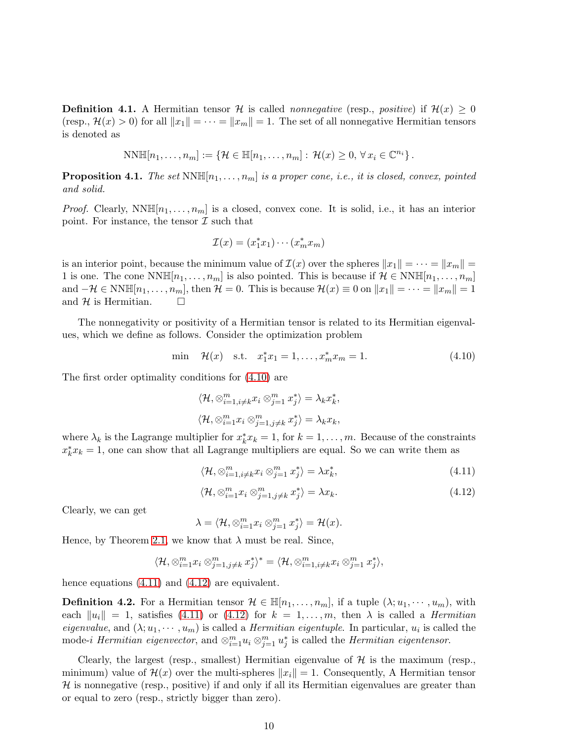**Definition 4.1.** A Hermitian tensor $\mathcal{H}$ is called *nonnegative* (resp., *positive*) if $\mathcal{H}(x) \geq 0$ (resp., $\mathcal{H}(x) > 0$) for all $\|x_1\| = \cdots = \|x_m\| = 1$. The set of all nonnegative Hermitian tensors is denoted as

$$\mathrm{NN}\mathbb{H}[n_1, \ldots, n_m] := \{\mathcal{H} \in \mathbb{H}[n_1, \ldots, n_m] : \mathcal{H}(x) \geq 0, \forall\, x_i \in \mathbb{C}^{n_i}\}.$$

**Proposition 4.1.** *The set* $\mathrm{NN}\mathbb{H}[n_1, \ldots, n_m]$ *is a proper cone, i.e., it is closed, convex, pointed and solid.*

*Proof.* Clearly, $\mathrm{NN}\mathbb{H}[n_1, \ldots, n_m]$ is a closed, convex cone. It is solid, i.e., it has an interior point. For instance, the tensor $\mathcal{I}$ such that

$$\mathcal{I}(x) = (x_1^* x_1) \cdots (x_m^* x_m)$$

is an interior point, because the minimum value of $\mathcal{I}(x)$ over the spheres $\|x_1\| = \cdots = \|x_m\| = 1$ is one. The cone $\mathrm{NN}\mathbb{H}[n_1, \ldots, n_m]$ is also pointed. This is because if $\mathcal{H} \in \mathrm{NN}\mathbb{H}[n_1, \ldots, n_m]$ and $-\mathcal{H} \in \mathrm{NN}\mathbb{H}[n_1, \ldots, n_m]$, then $\mathcal{H} = 0$. This is because $\mathcal{H}(x) \equiv 0$ on $\|x_1\| = \cdots = \|x_m\| = 1$ and $\mathcal{H}$ is Hermitian. $\square$

The nonnegativity or positivity of a Hermitian tensor is related to its Hermitian eigenvalues, which we define as follows. Consider the optimization problem

$$\min \quad \mathcal{H}(x) \quad \text{s.t.} \quad x_1^* x_1 = 1, \ldots, x_m^* x_m = 1. \tag{4.10}$$

The first order optimality conditions for (4.10) are

$$\langle \mathcal{H}, \otimes_{i=1, i\neq k}^m x_i \otimes_{j=1}^m x_j^* \rangle = \lambda_k x_k^*,$$

$$\langle \mathcal{H}, \otimes_{i=1}^m x_i \otimes_{j=1, j\neq k}^m x_j^* \rangle = \lambda_k x_k,$$

where $\lambda_k$ is the Lagrange multiplier for $x_k^* x_k = 1$, for $k = 1, \ldots, m$. Because of the constraints $x_k^* x_k = 1$, one can show that all Lagrange multipliers are equal. So we can write them as

$$\langle \mathcal{H}, \otimes_{i=1, i\neq k}^m x_i \otimes_{j=1}^m x_j^* \rangle = \lambda x_k^*, \tag{4.11}$$

$$\langle \mathcal{H}, \otimes_{i=1}^m x_i \otimes_{j=1, j\neq k}^m x_j^* \rangle = \lambda x_k. \tag{4.12}$$

Clearly, we can get

$$\lambda = \langle \mathcal{H}, \otimes_{i=1}^m x_i \otimes_{j=1}^m x_j^* \rangle = \mathcal{H}(x).$$

Hence, by Theorem 2.1, we know that $\lambda$ must be real. Since,

$$\langle \mathcal{H}, \otimes_{i=1}^m x_i \otimes_{j=1, j\neq k}^m x_j^* \rangle^* = \langle \mathcal{H}, \otimes_{i=1, i\neq k}^m x_i \otimes_{j=1}^m x_j^* \rangle,$$

hence equations (4.11) and (4.12) are equivalent.

**Definition 4.2.** For a Hermitian tensor $\mathcal{H} \in \mathbb{H}[n_1, \ldots, n_m]$, if a tuple $(\lambda; u_1, \cdots, u_m)$, with each $\|u_i\| = 1$, satisfies (4.11) or (4.12) for $k = 1, \ldots, m$, then $\lambda$ is called a *Hermitian eigenvalue*, and $(\lambda; u_1, \cdots, u_m)$ is called a *Hermitian eigentuple*. In particular, $u_i$ is called the mode-$i$ *Hermitian eigenvector*, and $\otimes_{i=1}^m u_i \otimes_{j=1}^m u_j^*$ is called the *Hermitian eigentensor*.

Clearly, the largest (resp., smallest) Hermitian eigenvalue of $\mathcal{H}$ is the maximum (resp., minimum) value of $\mathcal{H}(x)$ over the multi-spheres $\|x_i\| = 1$. Consequently, A Hermitian tensor $\mathcal{H}$ is nonnegative (resp., positive) if and only if all its Hermitian eigenvalues are greater than or equal to zero (resp., strictly bigger than zero).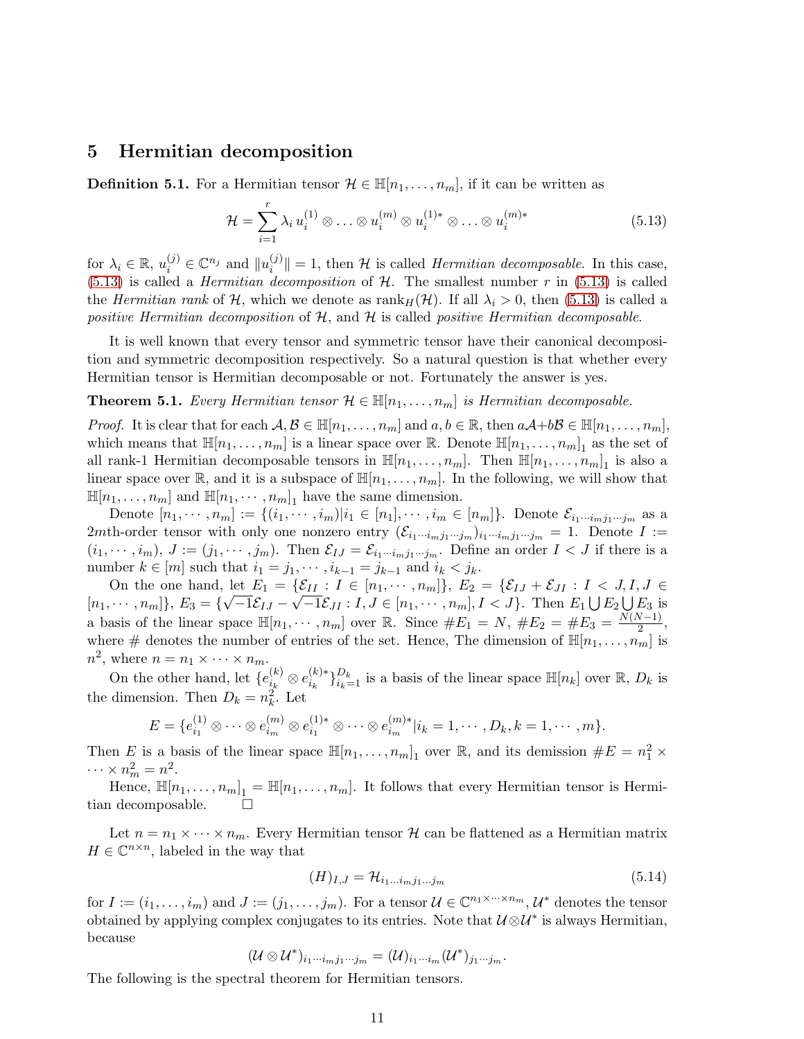## 5 Hermitian decomposition

**Definition 5.1.** For a Hermitian tensor $\mathcal{H} \in \mathbb{H}[n_1, \ldots, n_m]$, if it can be written as

$$\mathcal{H} = \sum_{i=1}^{r} \lambda_i \, u_i^{(1)} \otimes \ldots \otimes u_i^{(m)} \otimes u_i^{(1)*} \otimes \ldots \otimes u_i^{(m)*} \tag{5.13}$$

for $\lambda_i \in \mathbb{R}$, $u_i^{(j)} \in \mathbb{C}^{n_j}$ and $\|u_i^{(j)}\| = 1$, then $\mathcal{H}$ is called *Hermitian decomposable.* In this case, (5.13) is called a *Hermitian decomposition* of $\mathcal{H}$. The smallest number $r$ in (5.13) is called the *Hermitian rank* of $\mathcal{H}$, which we denote as $\text{rank}_H(\mathcal{H})$. If all $\lambda_i > 0$, then (5.13) is called a *positive Hermitian decomposition* of $\mathcal{H}$, and $\mathcal{H}$ is called *positive Hermitian decomposable.*

It is well known that every tensor and symmetric tensor have their canonical decomposition and symmetric decomposition respectively. So a natural question is that whether every Hermitian tensor is Hermitian decomposable or not. Fortunately the answer is yes.

**Theorem 5.1.** *Every Hermitian tensor $\mathcal{H} \in \mathbb{H}[n_1, \ldots, n_m]$ is Hermitian decomposable.*

*Proof.* It is clear that for each $\mathcal{A}, \mathcal{B} \in \mathbb{H}[n_1, \ldots, n_m]$ and $a, b \in \mathbb{R}$, then $a\mathcal{A}+b\mathcal{B} \in \mathbb{H}[n_1, \ldots, n_m]$, which means that $\mathbb{H}[n_1, \ldots, n_m]$ is a linear space over $\mathbb{R}$. Denote $\mathbb{H}[n_1, \ldots, n_m]_1$ as the set of all rank-1 Hermitian decomposable tensors in $\mathbb{H}[n_1, \ldots, n_m]$. Then $\mathbb{H}[n_1, \ldots, n_m]_1$ is also a linear space over $\mathbb{R}$, and it is a subspace of $\mathbb{H}[n_1, \ldots, n_m]$. In the following, we will show that $\mathbb{H}[n_1, \ldots, n_m]$ and $\mathbb{H}[n_1, \cdots, n_m]_1$ have the same dimension.

Denote $[n_1, \cdots, n_m] := \{(i_1, \cdots, i_m) | i_1 \in [n_1], \cdots, i_m \in [n_m]\}$. Denote $\mathcal{E}_{i_1 \cdots i_m j_1 \cdots j_m}$ as a $2m$th-order tensor with only one nonzero entry $(\mathcal{E}_{i_1 \cdots i_m j_1 \cdots j_m})_{i_1 \cdots i_m j_1 \cdots j_m} = 1$. Denote $I := (i_1, \cdots, i_m)$, $J := (j_1, \cdots, j_m)$. Then $\mathcal{E}_{IJ} = \mathcal{E}_{i_1 \cdots i_m j_1 \cdots j_m}$. Define an order $I < J$ if there is a number $k \in [m]$ such that $i_1 = j_1, \cdots, i_{k-1} = j_{k-1}$ and $i_k < j_k$.

On the one hand, let $E_1 = \{\mathcal{E}_{II} : I \in [n_1, \cdots, n_m]\}$, $E_2 = \{\mathcal{E}_{IJ} + \mathcal{E}_{JI} : I < J, I, J \in [n_1, \cdots, n_m]\}$, $E_3 = \{\sqrt{-1}\mathcal{E}_{IJ} - \sqrt{-1}\mathcal{E}_{JI} : I, J \in [n_1, \cdots, n_m], I < J\}$. Then $E_1 \bigcup E_2 \bigcup E_3$ is a basis of the linear space $\mathbb{H}[n_1, \cdots, n_m]$ over $\mathbb{R}$. Since $\#E_1 = N$, $\#E_2 = \#E_3 = \frac{N(N-1)}{2}$, where $\#$ denotes the number of entries of the set. Hence, The dimension of $\mathbb{H}[n_1, \ldots, n_m]$ is $n^2$, where $n = n_1 \times \cdots \times n_m$.

On the other hand, let $\{e_{i_k}^{(k)} \otimes e_{i_k}^{(k)*}\}_{i_k=1}^{D_k}$ is a basis of the linear space $\mathbb{H}[n_k]$ over $\mathbb{R}$, $D_k$ is the dimension. Then $D_k = n_k^2$. Let

$$E = \{e_{i_1}^{(1)} \otimes \cdots \otimes e_{i_m}^{(m)} \otimes e_{i_1}^{(1)*} \otimes \cdots \otimes e_{i_m}^{(m)*} | i_k = 1, \cdots, D_k, k = 1, \cdots, m\}.$$

Then $E$ is a basis of the linear space $\mathbb{H}[n_1, \ldots, n_m]_1$ over $\mathbb{R}$, and its demission $\#E = n_1^2 \times \cdots \times n_m^2 = n^2$.

Hence, $\mathbb{H}[n_1, \ldots, n_m]_1 = \mathbb{H}[n_1, \ldots, n_m]$. It follows that every Hermitian tensor is Hermitian decomposable. $\square$

Let $n = n_1 \times \cdots \times n_m$. Every Hermitian tensor $\mathcal{H}$ can be flattened as a Hermitian matrix $H \in \mathbb{C}^{n \times n}$, labeled in the way that

$$(H)_{I,J} = \mathcal{H}_{i_1 \ldots i_m j_1 \ldots j_m} \tag{5.14}$$

for $I := (i_1, \ldots, i_m)$ and $J := (j_1, \ldots, j_m)$. For a tensor $\mathcal{U} \in \mathbb{C}^{n_1 \times \cdots \times n_m}$, $\mathcal{U}^*$ denotes the tensor obtained by applying complex conjugates to its entries. Note that $\mathcal{U} \otimes \mathcal{U}^*$ is always Hermitian, because

$$(\mathcal{U} \otimes \mathcal{U}^*)_{i_1 \cdots i_m j_1 \cdots j_m} = (\mathcal{U})_{i_1 \cdots i_m} (\mathcal{U}^*)_{j_1 \cdots j_m}.$$

The following is the spectral theorem for Hermitian tensors.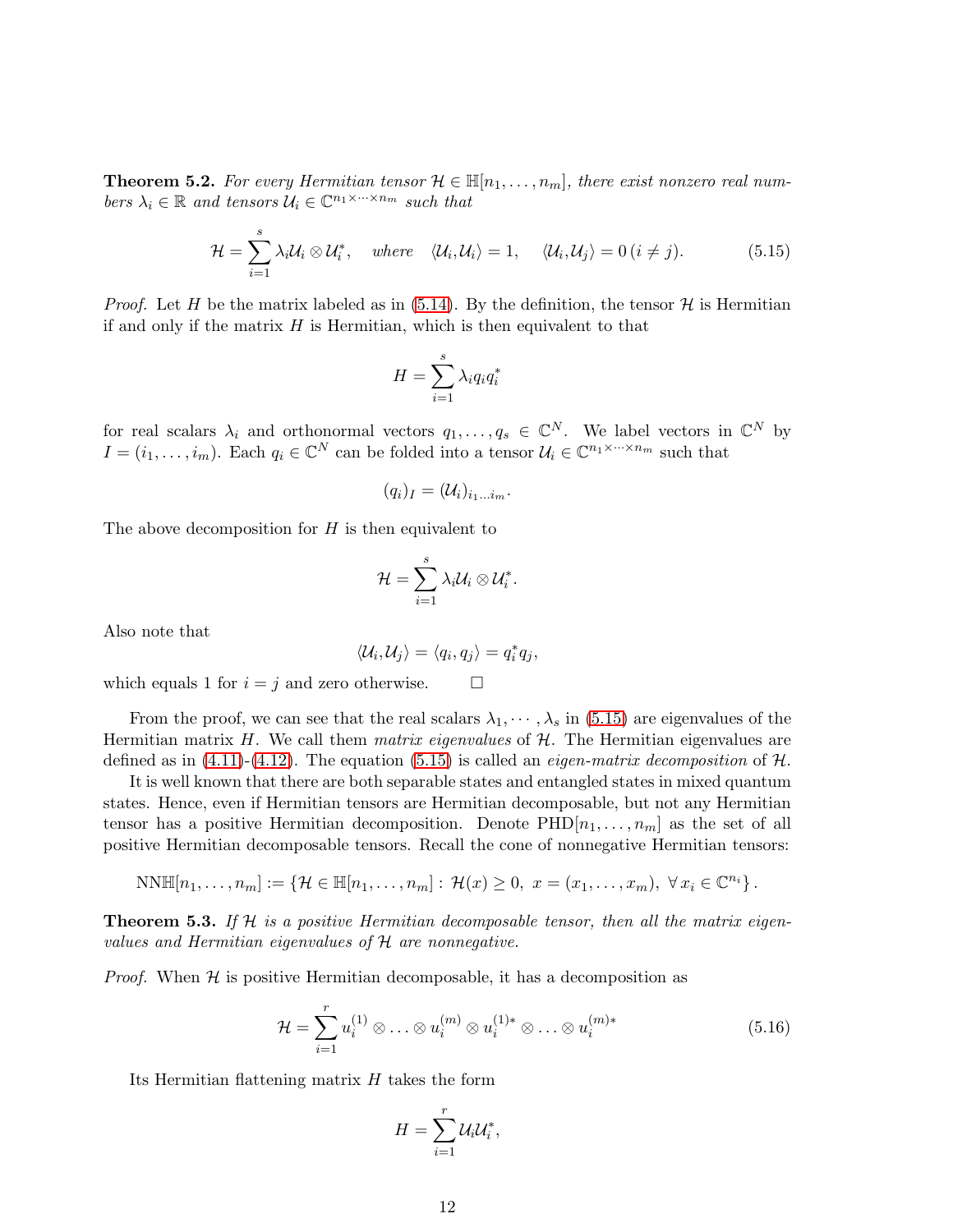**Theorem 5.2.** *For every Hermitian tensor $\mathcal{H} \in \mathbb{H}[n_1, \ldots, n_m]$, there exist nonzero real numbers $\lambda_i \in \mathbb{R}$ and tensors $\mathcal{U}_i \in \mathbb{C}^{n_1 \times \cdots \times n_m}$ such that*

$$\mathcal{H} = \sum_{i=1}^{s} \lambda_i \mathcal{U}_i \otimes \mathcal{U}_i^*, \quad \text{where} \quad \langle \mathcal{U}_i, \mathcal{U}_i \rangle = 1, \quad \langle \mathcal{U}_i, \mathcal{U}_j \rangle = 0 \, (i \neq j). \tag{5.15}$$

*Proof.* Let $H$ be the matrix labeled as in (5.14). By the definition, the tensor $\mathcal{H}$ is Hermitian if and only if the matrix $H$ is Hermitian, which is then equivalent to that

$$H = \sum_{i=1}^{s} \lambda_i q_i q_i^*$$

for real scalars $\lambda_i$ and orthonormal vectors $q_1, \ldots, q_s \in \mathbb{C}^N$. We label vectors in $\mathbb{C}^N$ by $I = (i_1, \ldots, i_m)$. Each $q_i \in \mathbb{C}^N$ can be folded into a tensor $\mathcal{U}_i \in \mathbb{C}^{n_1 \times \cdots \times n_m}$ such that

$$(q_i)_I = (\mathcal{U}_i)_{i_1 \ldots i_m}.$$

The above decomposition for $H$ is then equivalent to

$$\mathcal{H} = \sum_{i=1}^{s} \lambda_i \mathcal{U}_i \otimes \mathcal{U}_i^*.$$

Also note that

$$\langle \mathcal{U}_i, \mathcal{U}_j \rangle = \langle q_i, q_j \rangle = q_i^* q_j,$$

which equals 1 for $i = j$ and zero otherwise. $\square$

From the proof, we can see that the real scalars $\lambda_1, \cdots, \lambda_s$ in (5.15) are eigenvalues of the Hermitian matrix $H$. We call them *matrix eigenvalues* of $\mathcal{H}$. The Hermitian eigenvalues are defined as in (4.11)-(4.12). The equation (5.15) is called an *eigen-matrix decomposition* of $\mathcal{H}$.

It is well known that there are both separable states and entangled states in mixed quantum states. Hence, even if Hermitian tensors are Hermitian decomposable, but not any Hermitian tensor has a positive Hermitian decomposition. Denote $\text{PHD}[n_1, \ldots, n_m]$ as the set of all positive Hermitian decomposable tensors. Recall the cone of nonnegative Hermitian tensors:

$$\text{NN}\mathbb{H}[n_1, \ldots, n_m] := \{\mathcal{H} \in \mathbb{H}[n_1, \ldots, n_m] : \mathcal{H}(x) \geq 0, \ x = (x_1, \ldots, x_m), \ \forall x_i \in \mathbb{C}^{n_i}\}.$$

**Theorem 5.3.** *If $\mathcal{H}$ is a positive Hermitian decomposable tensor, then all the matrix eigenvalues and Hermitian eigenvalues of $\mathcal{H}$ are nonnegative.*

*Proof.* When $\mathcal{H}$ is positive Hermitian decomposable, it has a decomposition as

$$\mathcal{H} = \sum_{i=1}^{r} u_i^{(1)} \otimes \ldots \otimes u_i^{(m)} \otimes u_i^{(1)*} \otimes \ldots \otimes u_i^{(m)*} \tag{5.16}$$

Its Hermitian flattening matrix $H$ takes the form

$$H = \sum_{i=1}^{r} \mathcal{U}_i \mathcal{U}_i^*,$$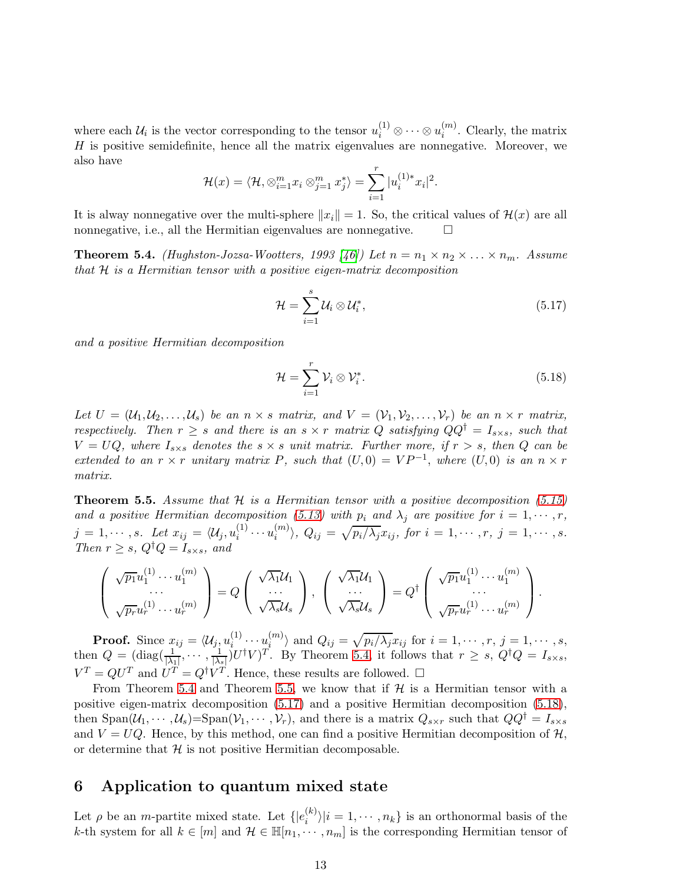where each $\mathcal{U}_i$ is the vector corresponding to the tensor $u_i^{(1)} \otimes \cdots \otimes u_i^{(m)}$. Clearly, the matrix $H$ is positive semidefinite, hence all the matrix eigenvalues are nonnegative. Moreover, we also have

$$\mathcal{H}(x) = \langle \mathcal{H}, \otimes_{i=1}^m x_i \otimes_{j=1}^m x_j^* \rangle = \sum_{i=1}^r |u_i^{(1)*} x_i|^2.$$

It is alway nonnegative over the multi-sphere $\|x_i\| = 1$. So, the critical values of $\mathcal{H}(x)$ are all nonnegative, i.e., all the Hermitian eigenvalues are nonnegative. $\square$

**Theorem 5.4.** *(Hughston-Jozsa-Wootters, 1993 [46]) Let $n = n_1 \times n_2 \times \ldots \times n_m$. Assume that $\mathcal{H}$ is a Hermitian tensor with a positive eigen-matrix decomposition*

$$\mathcal{H} = \sum_{i=1}^s \mathcal{U}_i \otimes \mathcal{U}_i^*, \tag{5.17}$$

*and a positive Hermitian decomposition*

$$\mathcal{H} = \sum_{i=1}^r \mathcal{V}_i \otimes \mathcal{V}_i^*. \tag{5.18}$$

*Let $U = (\mathcal{U}_1, \mathcal{U}_2, \ldots, \mathcal{U}_s)$ be an $n \times s$ matrix, and $V = (\mathcal{V}_1, \mathcal{V}_2, \cdots, \mathcal{V}_r)$ be an $n \times r$ matrix, respectively. Then $r \geq s$ and there is an $s \times r$ matrix $Q$ satisfying $QQ^\dagger = I_{s\times s}$, such that $V = UQ$, where $I_{s\times s}$ denotes the $s \times s$ unit matrix. Further more, if $r > s$, then $Q$ can be extended to an $r \times r$ unitary matrix $P$, such that $(U, 0) = VP^{-1}$, where $(U, 0)$ is an $n \times r$ matrix.*

**Theorem 5.5.** *Assume that $\mathcal{H}$ is a Hermitian tensor with a positive decomposition (5.15) and a positive Hermitian decomposition (5.13) with $p_i$ and $\lambda_j$ are positive for $i = 1, \cdots, r$, $j = 1, \cdots, s$. Let $x_{ij} = \langle \mathcal{U}_j, u_i^{(1)} \cdots u_i^{(m)} \rangle$, $Q_{ij} = \sqrt{p_i/\lambda_j} x_{ij}$, for $i = 1, \cdots, r$, $j = 1, \cdots, s$. Then $r \geq s$, $Q^\dagger Q = I_{s\times s}$, and*

$$\begin{pmatrix} \sqrt{p_1} u_1^{(1)} \cdots u_1^{(m)} \\ \cdots \\ \sqrt{p_r} u_r^{(1)} \cdots u_r^{(m)} \end{pmatrix} = Q \begin{pmatrix} \sqrt{\lambda_1} \mathcal{U}_1 \\ \cdots \\ \sqrt{\lambda_s} \mathcal{U}_s \end{pmatrix}, \quad \begin{pmatrix} \sqrt{\lambda_1} \mathcal{U}_1 \\ \cdots \\ \sqrt{\lambda_s} \mathcal{U}_s \end{pmatrix} = Q^\dagger \begin{pmatrix} \sqrt{p_1} u_1^{(1)} \cdots u_1^{(m)} \\ \cdots \\ \sqrt{p_r} u_r^{(1)} \cdots u_r^{(m)} \end{pmatrix}.$$

**Proof.** Since $x_{ij} = \langle \mathcal{U}_j, u_i^{(1)} \cdots u_i^{(m)} \rangle$ and $Q_{ij} = \sqrt{p_i/\lambda_j} x_{ij}$ for $i = 1, \cdots, r$, $j = 1, \cdots, s$, then $Q = (\mathrm{diag}(\frac{1}{|\lambda_1|}, \cdots, \frac{1}{|\lambda_s|}) U^\dagger V)^T$. By Theorem 5.4, it follows that $r \geq s$, $Q^\dagger Q = I_{s\times s}$, $V^T = QU^T$ and $U^T = Q^\dagger V^T$. Hence, these results are followed. $\square$

From Theorem 5.4 and Theorem 5.5, we know that if $\mathcal{H}$ is a Hermitian tensor with a positive eigen-matrix decomposition (5.17) and a positive Hermitian decomposition (5.18), then Span$(\mathcal{U}_1, \cdots, \mathcal{U}_s)$=Span$(\mathcal{V}_1, \cdots, \mathcal{V}_r)$, and there is a matrix $Q_{s\times r}$ such that $QQ^\dagger = I_{s\times s}$ and $V = UQ$. Hence, by this method, one can find a positive Hermitian decomposition of $\mathcal{H}$, or determine that $\mathcal{H}$ is not positive Hermitian decomposable.

## 6 Application to quantum mixed state

Let $\rho$ be an $m$-partite mixed state. Let $\{|e_i^{(k)}\rangle | i = 1, \cdots, n_k\}$ is an orthonormal basis of the $k$-th system for all $k \in [m]$ and $\mathcal{H} \in \mathbb{H}[n_1, \cdots, n_m]$ is the corresponding Hermitian tensor of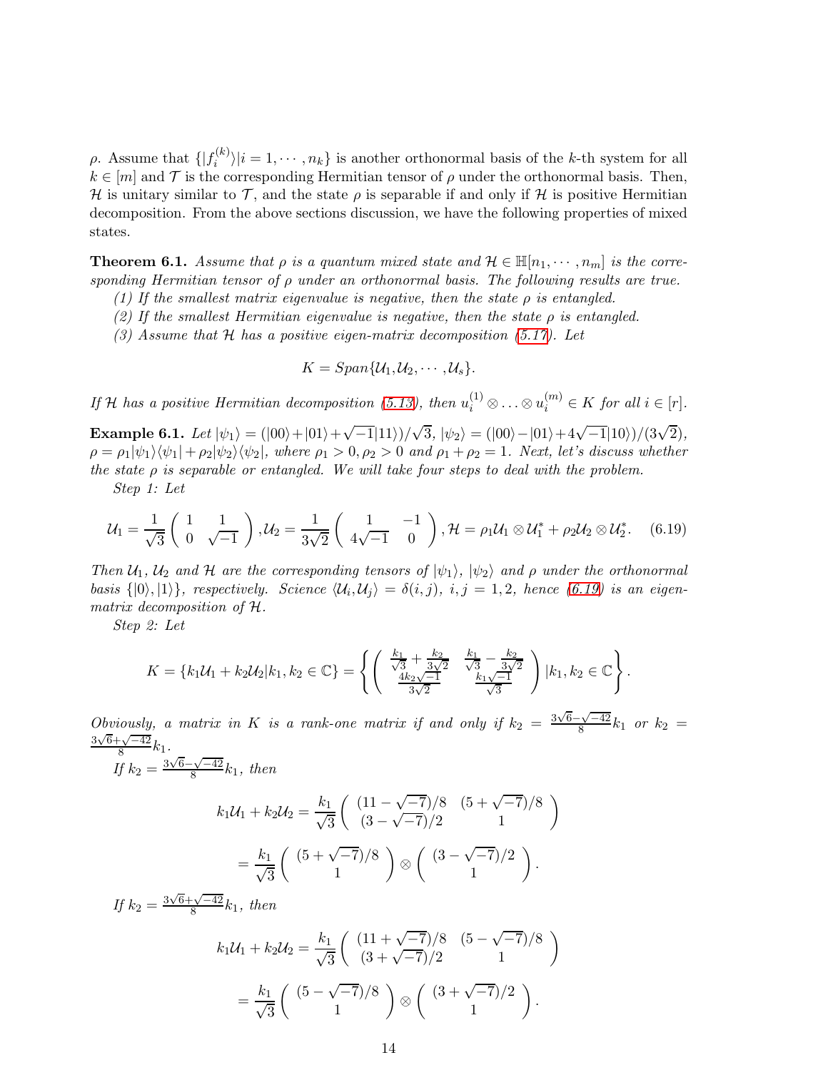$\rho$. Assume that $\{|f_i^{(k)}\rangle | i = 1, \cdots, n_k\}$ is another orthonormal basis of the $k$-th system for all $k \in [m]$ and $\mathcal{T}$ is the corresponding Hermitian tensor of $\rho$ under the orthonormal basis. Then, $\mathcal{H}$ is unitary similar to $\mathcal{T}$, and the state $\rho$ is separable if and only if $\mathcal{H}$ is positive Hermitian decomposition. From the above sections discussion, we have the following properties of mixed states.

**Theorem 6.1.** *Assume that $\rho$ is a quantum mixed state and $\mathcal{H} \in \mathbb{H}[n_1, \cdots, n_m]$ is the corresponding Hermitian tensor of $\rho$ under an orthonormal basis. The following results are true.*

*(1) If the smallest matrix eigenvalue is negative, then the state $\rho$ is entangled.*

*(2) If the smallest Hermitian eigenvalue is negative, then the state $\rho$ is entangled.*

*(3) Assume that $\mathcal{H}$ has a positive eigen-matrix decomposition (5.17). Let*

$$K = Span\{\mathcal{U}_1, \mathcal{U}_2, \cdots, \mathcal{U}_s\}.$$

*If $\mathcal{H}$ has a positive Hermitian decomposition (5.13), then $u_i^{(1)} \otimes \ldots \otimes u_i^{(m)} \in K$ for all $i \in [r]$.*

**Example 6.1.** *Let $|\psi_1\rangle = (|00\rangle + |01\rangle + \sqrt{-1}|11\rangle)/\sqrt{3}$, $|\psi_2\rangle = (|00\rangle - |01\rangle + 4\sqrt{-1}|10\rangle)/(3\sqrt{2})$, $\rho = \rho_1|\psi_1\rangle\langle\psi_1| + \rho_2|\psi_2\rangle\langle\psi_2|$, where $\rho_1 > 0, \rho_2 > 0$ and $\rho_1 + \rho_2 = 1$. Next, let's discuss whether the state $\rho$ is separable or entangled. We will take four steps to deal with the problem.*

*Step 1: Let*

$$\mathcal{U}_1 = \frac{1}{\sqrt{3}} \begin{pmatrix} 1 & 1 \\ 0 & \sqrt{-1} \end{pmatrix}, \mathcal{U}_2 = \frac{1}{3\sqrt{2}} \begin{pmatrix} 1 & -1 \\ 4\sqrt{-1} & 0 \end{pmatrix}, \mathcal{H} = \rho_1 \mathcal{U}_1 \otimes \mathcal{U}_1^* + \rho_2 \mathcal{U}_2 \otimes \mathcal{U}_2^*. \quad (6.19)$$

*Then $\mathcal{U}_1$, $\mathcal{U}_2$ and $\mathcal{H}$ are the corresponding tensors of $|\psi_1\rangle$, $|\psi_2\rangle$ and $\rho$ under the orthonormal basis $\{|0\rangle, |1\rangle\}$, respectively. Science $\langle \mathcal{U}_i, \mathcal{U}_j\rangle = \delta(i,j)$, $i,j = 1,2$, hence (6.19) is an eigen-matrix decomposition of $\mathcal{H}$.*

*Step 2: Let*

$$K = \{k_1\mathcal{U}_1 + k_2\mathcal{U}_2 | k_1, k_2 \in \mathbb{C}\} = \left\{ \begin{pmatrix} \frac{k_1}{\sqrt{3}} + \frac{k_2}{3\sqrt{2}} & \frac{k_1}{\sqrt{3}} - \frac{k_2}{3\sqrt{2}} \\ \frac{4k_2\sqrt{-1}}{3\sqrt{2}} & \frac{k_1\sqrt{-1}}{\sqrt{3}} \end{pmatrix} | k_1, k_2 \in \mathbb{C} \right\}.$$

*Obviously, a matrix in $K$ is a rank-one matrix if and only if $k_2 = \frac{3\sqrt{6} - \sqrt{-42}}{8}k_1$ or $k_2 = \frac{3\sqrt{6} + \sqrt{-42}}{8}k_1$.*

*If $k_2 = \frac{3\sqrt{6} - \sqrt{-42}}{8}k_1$, then*

$$k_1\mathcal{U}_1 + k_2\mathcal{U}_2 = \frac{k_1}{\sqrt{3}} \begin{pmatrix} (11 - \sqrt{-7})/8 & (5 + \sqrt{-7})/8 \\ (3 - \sqrt{-7})/2 & 1 \end{pmatrix}$$

$$= \frac{k_1}{\sqrt{3}} \begin{pmatrix} (5 + \sqrt{-7})/8 \\ 1 \end{pmatrix} \otimes \begin{pmatrix} (3 - \sqrt{-7})/2 \\ 1 \end{pmatrix}.$$

*If $k_2 = \frac{3\sqrt{6} + \sqrt{-42}}{8}k_1$, then*

$$k_1\mathcal{U}_1 + k_2\mathcal{U}_2 = \frac{k_1}{\sqrt{3}} \begin{pmatrix} (11 + \sqrt{-7})/8 & (5 - \sqrt{-7})/8 \\ (3 + \sqrt{-7})/2 & 1 \end{pmatrix}$$

$$= \frac{k_1}{\sqrt{3}} \begin{pmatrix} (5 - \sqrt{-7})/8 \\ 1 \end{pmatrix} \otimes \begin{pmatrix} (3 + \sqrt{-7})/2 \\ 1 \end{pmatrix}.$$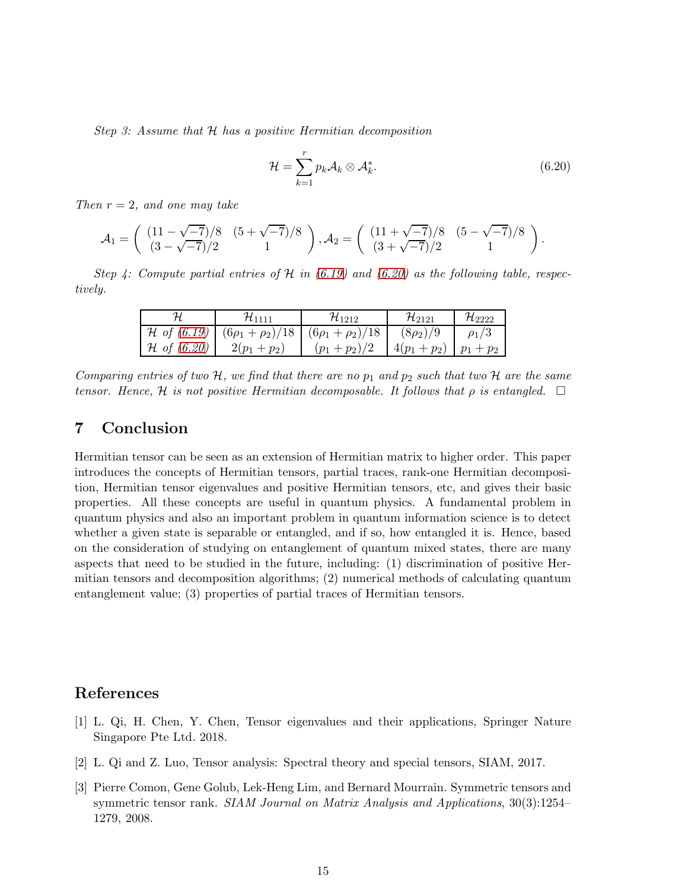*Step 3: Assume that $\mathcal{H}$ has a positive Hermitian decomposition*

$$\mathcal{H} = \sum_{k=1}^{r} p_k \mathcal{A}_k \otimes \mathcal{A}_k^*. \tag{6.20}$$

*Then $r = 2$, and one may take*

$$\mathcal{A}_1 = \begin{pmatrix} (11-\sqrt{-7})/8 & (5+\sqrt{-7})/8 \\ (3-\sqrt{-7})/2 & 1 \end{pmatrix}, \mathcal{A}_2 = \begin{pmatrix} (11+\sqrt{-7})/8 & (5-\sqrt{-7})/8 \\ (3+\sqrt{-7})/2 & 1 \end{pmatrix}.$$

*Step 4: Compute partial entries of $\mathcal{H}$ in (6.19) and (6.20) as the following table, respectively.*

| $\mathcal{H}$ | $\mathcal{H}_{1111}$ | $\mathcal{H}_{1212}$ | $\mathcal{H}_{2121}$ | $\mathcal{H}_{2222}$ |
|---|---|---|---|---|
| $\mathcal{H}$ *of* (6.19) | $(6\rho_1+\rho_2)/18$ | $(6\rho_1+\rho_2)/18$ | $(8\rho_2)/9$ | $\rho_1/3$ |
| $\mathcal{H}$ *of* (6.20) | $2(p_1+p_2)$ | $(p_1+p_2)/2$ | $4(p_1+p_2)$ | $p_1+p_2$ |

*Comparing entries of two $\mathcal{H}$, we find that there are no $p_1$ and $p_2$ such that two $\mathcal{H}$ are the same tensor. Hence, $\mathcal{H}$ is not positive Hermitian decomposable. It follows that $\rho$ is entangled.* $\square$

## 7 Conclusion

Hermitian tensor can be seen as an extension of Hermitian matrix to higher order. This paper introduces the concepts of Hermitian tensors, partial traces, rank-one Hermitian decomposition, Hermitian tensor eigenvalues and positive Hermitian tensors, etc, and gives their basic properties. All these concepts are useful in quantum physics. A fundamental problem in quantum physics and also an important problem in quantum information science is to detect whether a given state is separable or entangled, and if so, how entangled it is. Hence, based on the consideration of studying on entanglement of quantum mixed states, there are many aspects that need to be studied in the future, including: (1) discrimination of positive Hermitian tensors and decomposition algorithms; (2) numerical methods of calculating quantum entanglement value; (3) properties of partial traces of Hermitian tensors.

## References

[1] L. Qi, H. Chen, Y. Chen, Tensor eigenvalues and their applications, Springer Nature Singapore Pte Ltd. 2018.

[2] L. Qi and Z. Luo, Tensor analysis: Spectral theory and special tensors, SIAM, 2017.

[3] Pierre Comon, Gene Golub, Lek-Heng Lim, and Bernard Mourrain. Symmetric tensors and symmetric tensor rank. *SIAM Journal on Matrix Analysis and Applications*, 30(3):1254–1279, 2008.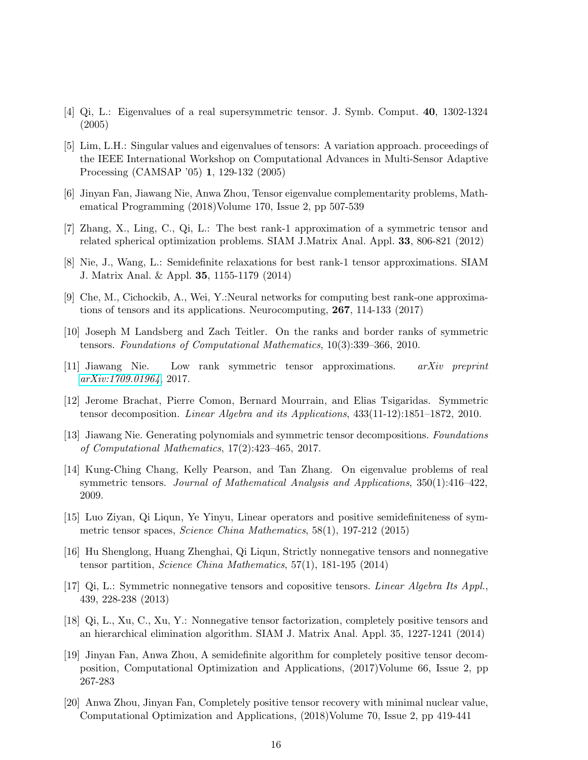[4] Qi, L.: Eigenvalues of a real supersymmetric tensor. J. Symb. Comput. **40**, 1302-1324 (2005)

[5] Lim, L.H.: Singular values and eigenvalues of tensors: A variation approach. proceedings of the IEEE International Workshop on Computational Advances in Multi-Sensor Adaptive Processing (CAMSAP '05) **1**, 129-132 (2005)

[6] Jinyan Fan, Jiawang Nie, Anwa Zhou, Tensor eigenvalue complementarity problems, Mathematical Programming (2018)Volume 170, Issue 2, pp 507-539

[7] Zhang, X., Ling, C., Qi, L.: The best rank-1 approximation of a symmetric tensor and related spherical optimization problems. SIAM J.Matrix Anal. Appl. **33**, 806-821 (2012)

[8] Nie, J., Wang, L.: Semidefinite relaxations for best rank-1 tensor approximations. SIAM J. Matrix Anal. & Appl. **35**, 1155-1179 (2014)

[9] Che, M., Cichockib, A., Wei, Y.:Neural networks for computing best rank-one approximations of tensors and its applications. Neurocomputing, **267**, 114-133 (2017)

[10] Joseph M Landsberg and Zach Teitler. On the ranks and border ranks of symmetric tensors. *Foundations of Computational Mathematics*, 10(3):339–366, 2010.

[11] Jiawang Nie. Low rank symmetric tensor approximations. *arXiv preprint arXiv:1709.01964*, 2017.

[12] Jerome Brachat, Pierre Comon, Bernard Mourrain, and Elias Tsigaridas. Symmetric tensor decomposition. *Linear Algebra and its Applications*, 433(11-12):1851–1872, 2010.

[13] Jiawang Nie. Generating polynomials and symmetric tensor decompositions. *Foundations of Computational Mathematics*, 17(2):423–465, 2017.

[14] Kung-Ching Chang, Kelly Pearson, and Tan Zhang. On eigenvalue problems of real symmetric tensors. *Journal of Mathematical Analysis and Applications*, 350(1):416–422, 2009.

[15] Luo Ziyan, Qi Liqun, Ye Yinyu, Linear operators and positive semidefiniteness of symmetric tensor spaces, *Science China Mathematics*, 58(1), 197-212 (2015)

[16] Hu Shenglong, Huang Zhenghai, Qi Liqun, Strictly nonnegative tensors and nonnegative tensor partition, *Science China Mathematics*, 57(1), 181-195 (2014)

[17] Qi, L.: Symmetric nonnegative tensors and copositive tensors. *Linear Algebra Its Appl.*, 439, 228-238 (2013)

[18] Qi, L., Xu, C., Xu, Y.: Nonnegative tensor factorization, completely positive tensors and an hierarchical elimination algorithm. SIAM J. Matrix Anal. Appl. 35, 1227-1241 (2014)

[19] Jinyan Fan, Anwa Zhou, A semidefinite algorithm for completely positive tensor decomposition, Computational Optimization and Applications, (2017)Volume 66, Issue 2, pp 267-283

[20] Anwa Zhou, Jinyan Fan, Completely positive tensor recovery with minimal nuclear value, Computational Optimization and Applications, (2018)Volume 70, Issue 2, pp 419-441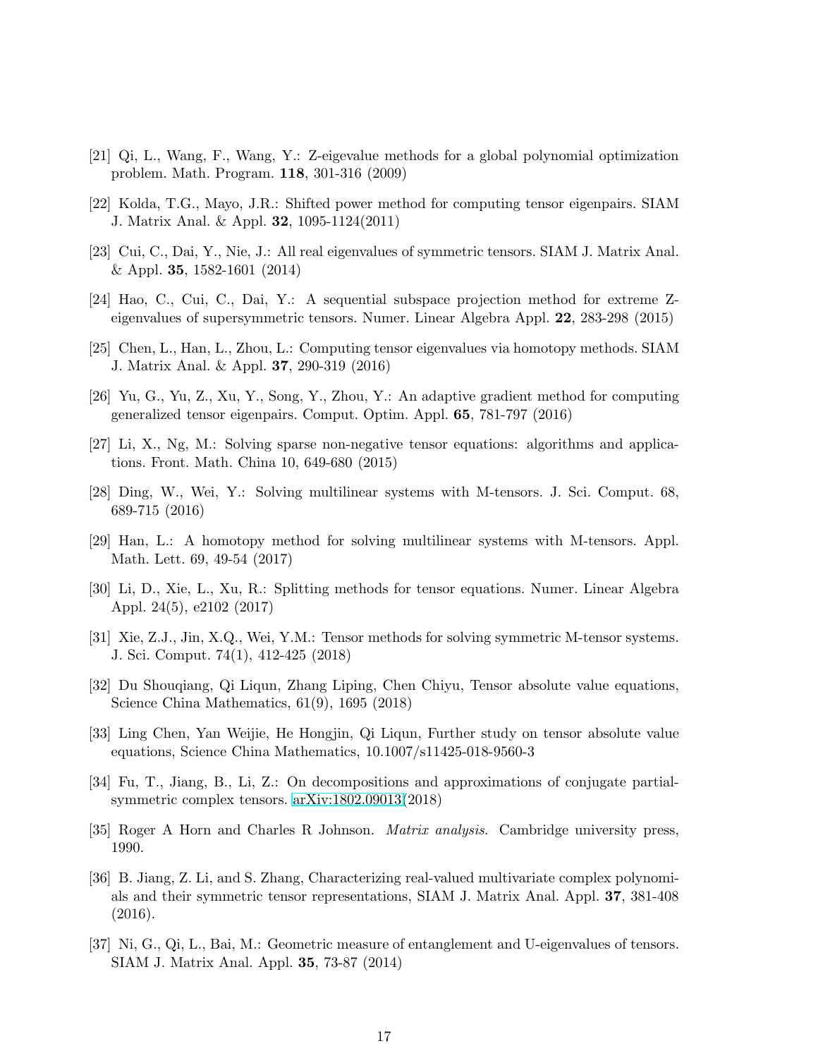[21] Qi, L., Wang, F., Wang, Y.: Z-eigevalue methods for a global polynomial optimization problem. Math. Program. **118**, 301-316 (2009)

[22] Kolda, T.G., Mayo, J.R.: Shifted power method for computing tensor eigenpairs. SIAM J. Matrix Anal. & Appl. **32**, 1095-1124(2011)

[23] Cui, C., Dai, Y., Nie, J.: All real eigenvalues of symmetric tensors. SIAM J. Matrix Anal. & Appl. **35**, 1582-1601 (2014)

[24] Hao, C., Cui, C., Dai, Y.: A sequential subspace projection method for extreme Z-eigenvalues of supersymmetric tensors. Numer. Linear Algebra Appl. **22**, 283-298 (2015)

[25] Chen, L., Han, L., Zhou, L.: Computing tensor eigenvalues via homotopy methods. SIAM J. Matrix Anal. & Appl. **37**, 290-319 (2016)

[26] Yu, G., Yu, Z., Xu, Y., Song, Y., Zhou, Y.: An adaptive gradient method for computing generalized tensor eigenpairs. Comput. Optim. Appl. **65**, 781-797 (2016)

[27] Li, X., Ng, M.: Solving sparse non-negative tensor equations: algorithms and applications. Front. Math. China 10, 649-680 (2015)

[28] Ding, W., Wei, Y.: Solving multilinear systems with M-tensors. J. Sci. Comput. 68, 689-715 (2016)

[29] Han, L.: A homotopy method for solving multilinear systems with M-tensors. Appl. Math. Lett. 69, 49-54 (2017)

[30] Li, D., Xie, L., Xu, R.: Splitting methods for tensor equations. Numer. Linear Algebra Appl. 24(5), e2102 (2017)

[31] Xie, Z.J., Jin, X.Q., Wei, Y.M.: Tensor methods for solving symmetric M-tensor systems. J. Sci. Comput. 74(1), 412-425 (2018)

[32] Du Shouqiang, Qi Liqun, Zhang Liping, Chen Chiyu, Tensor absolute value equations, Science China Mathematics, 61(9), 1695 (2018)

[33] Ling Chen, Yan Weijie, He Hongjin, Qi Liqun, Further study on tensor absolute value equations, Science China Mathematics, 10.1007/s11425-018-9560-3

[34] Fu, T., Jiang, B., Li, Z.: On decompositions and approximations of conjugate partial-symmetric complex tensors. arXiv:1802.09013(2018)

[35] Roger A Horn and Charles R Johnson. *Matrix analysis*. Cambridge university press, 1990.

[36] B. Jiang, Z. Li, and S. Zhang, Characterizing real-valued multivariate complex polynomials and their symmetric tensor representations, SIAM J. Matrix Anal. Appl. **37**, 381-408 (2016).

[37] Ni, G., Qi, L., Bai, M.: Geometric measure of entanglement and U-eigenvalues of tensors. SIAM J. Matrix Anal. Appl. **35**, 73-87 (2014)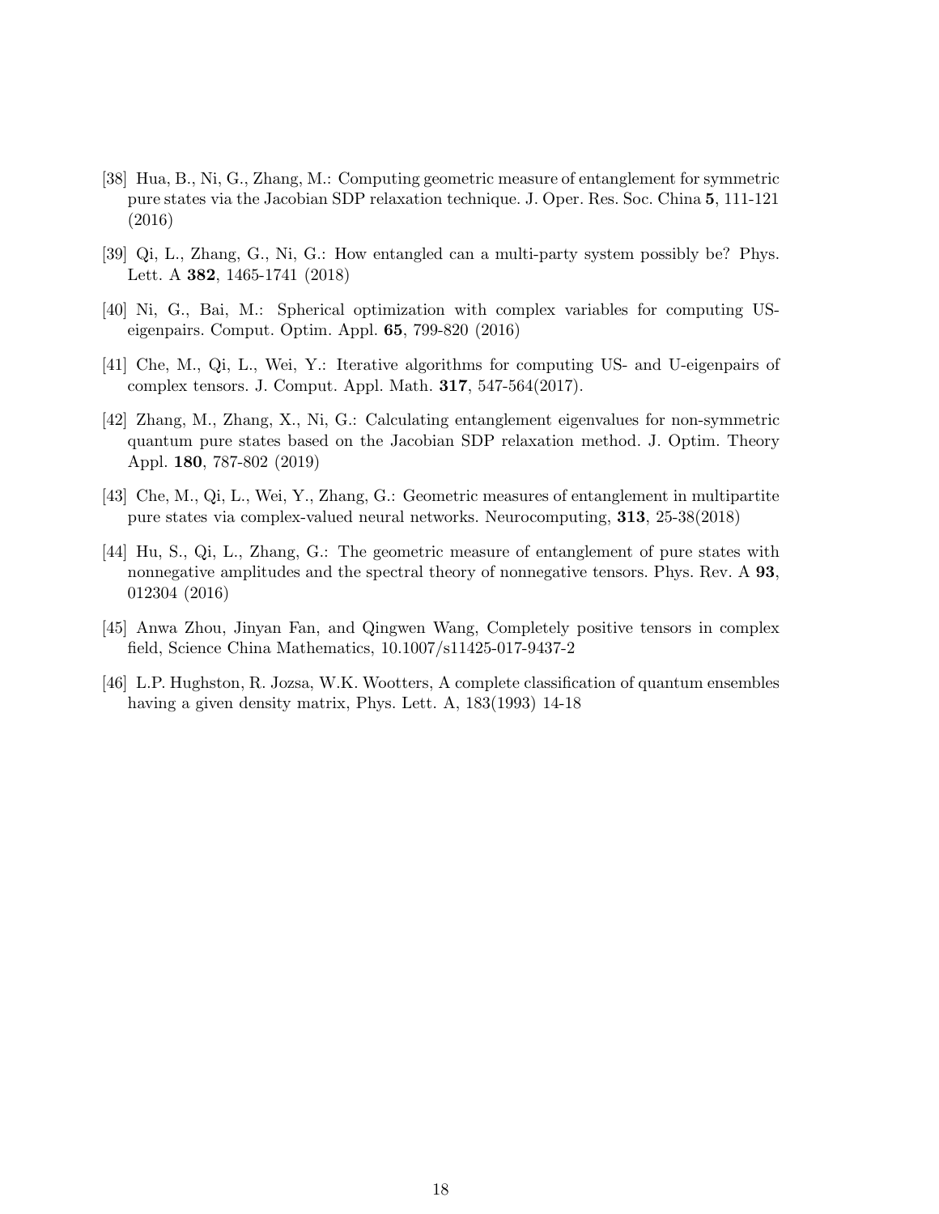[38] Hua, B., Ni, G., Zhang, M.: Computing geometric measure of entanglement for symmetric pure states via the Jacobian SDP relaxation technique. J. Oper. Res. Soc. China **5**, 111-121 (2016)

[39] Qi, L., Zhang, G., Ni, G.: How entangled can a multi-party system possibly be? Phys. Lett. A **382**, 1465-1741 (2018)

[40] Ni, G., Bai, M.: Spherical optimization with complex variables for computing US-eigenpairs. Comput. Optim. Appl. **65**, 799-820 (2016)

[41] Che, M., Qi, L., Wei, Y.: Iterative algorithms for computing US- and U-eigenpairs of complex tensors. J. Comput. Appl. Math. **317**, 547-564(2017).

[42] Zhang, M., Zhang, X., Ni, G.: Calculating entanglement eigenvalues for non-symmetric quantum pure states based on the Jacobian SDP relaxation method. J. Optim. Theory Appl. **180**, 787-802 (2019)

[43] Che, M., Qi, L., Wei, Y., Zhang, G.: Geometric measures of entanglement in multipartite pure states via complex-valued neural networks. Neurocomputing, **313**, 25-38(2018)

[44] Hu, S., Qi, L., Zhang, G.: The geometric measure of entanglement of pure states with nonnegative amplitudes and the spectral theory of nonnegative tensors. Phys. Rev. A **93**, 012304 (2016)

[45] Anwa Zhou, Jinyan Fan, and Qingwen Wang, Completely positive tensors in complex field, Science China Mathematics, 10.1007/s11425-017-9437-2

[46] L.P. Hughston, R. Jozsa, W.K. Wootters, A complete classification of quantum ensembles having a given density matrix, Phys. Lett. A, 183(1993) 14-18